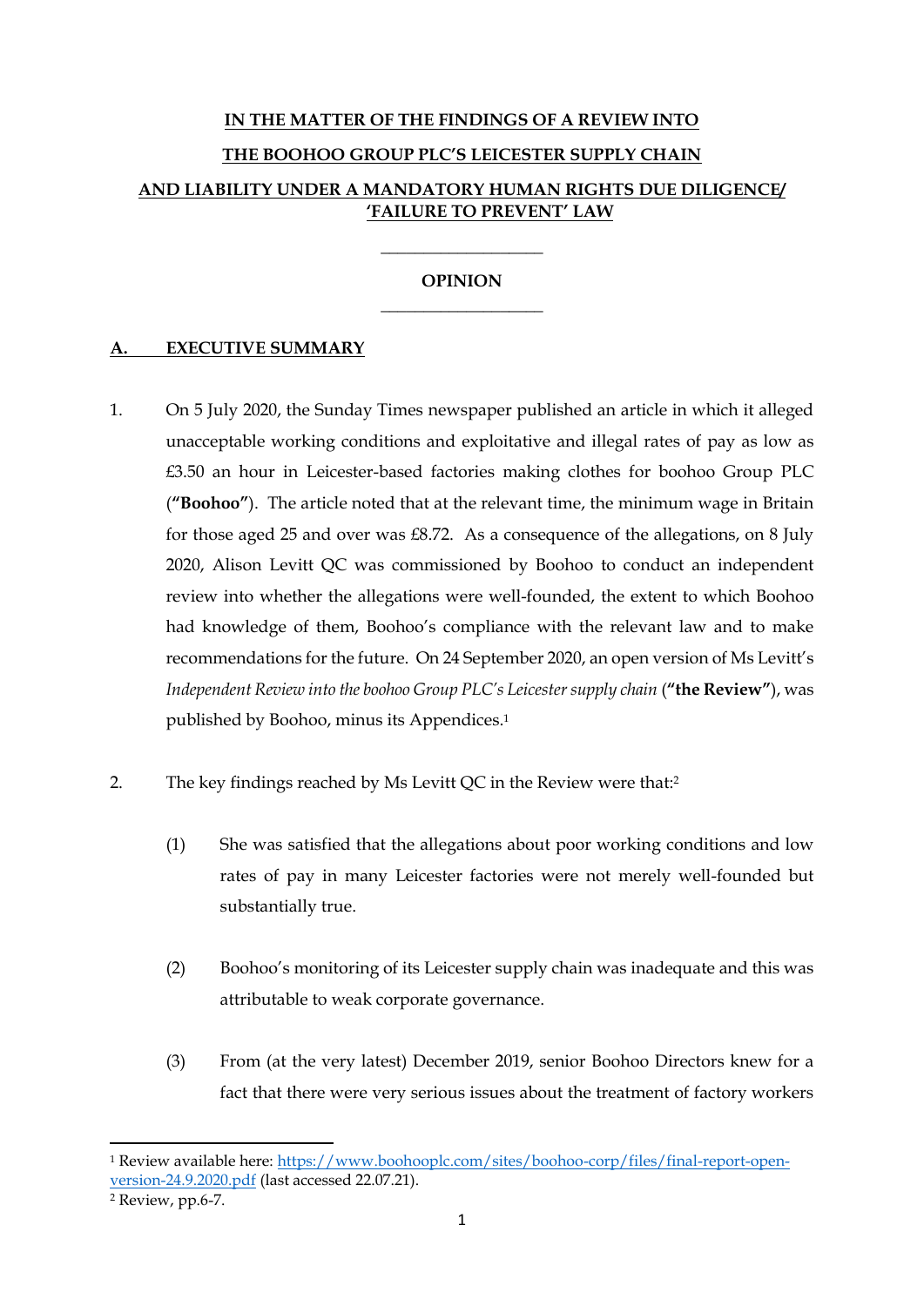**IN THE MATTER OF THE FINDINGS OF A REVIEW INTO**

**THE BOOHOO GROUP PLC'S LEICESTER SUPPLY CHAIN**

**AND LIABILITY UNDER A MANDATORY HUMAN RIGHTS DUE DILIGENCE/ 'FAILURE TO PREVENT' LAW**

---

**OPINION**

---

## A. EXECUTIVE SUMMARY

1. On 5 July 2020, the Sunday Times newspaper published an article in which it alleged unacceptable working conditions and exploitative and illegal rates of pay as low as £3.50 an hour in Leicester-based factories making clothes for boohoo Group PLC (**"Boohoo"**). The article noted that at the relevant time, the minimum wage in Britain for those aged 25 and over was £8.72. As a consequence of the allegations, on 8 July 2020, Alison Levitt QC was commissioned by Boohoo to conduct an independent review into whether the allegations were well-founded, the extent to which Boohoo had knowledge of them, Boohoo's compliance with the relevant law and to make recommendations for the future. On 24 September 2020, an open version of Ms Levitt's *Independent Review into the boohoo Group PLC's Leicester supply chain* (**"the Review"**), was published by Boohoo, minus its Appendices.[1]

2. The key findings reached by Ms Levitt QC in the Review were that:[2]

   (1) She was satisfied that the allegations about poor working conditions and low rates of pay in many Leicester factories were not merely well-founded but substantially true.

   (2) Boohoo's monitoring of its Leicester supply chain was inadequate and this was attributable to weak corporate governance.

   (3) From (at the very latest) December 2019, senior Boohoo Directors knew for a fact that there were very serious issues about the treatment of factory workers

---

[1] Review available here: https://www.boohooplc.com/sites/boohoo-corp/files/final-report-open-version-24.9.2020.pdf (last accessed 22.07.21).

[2] Review, pp.6-7.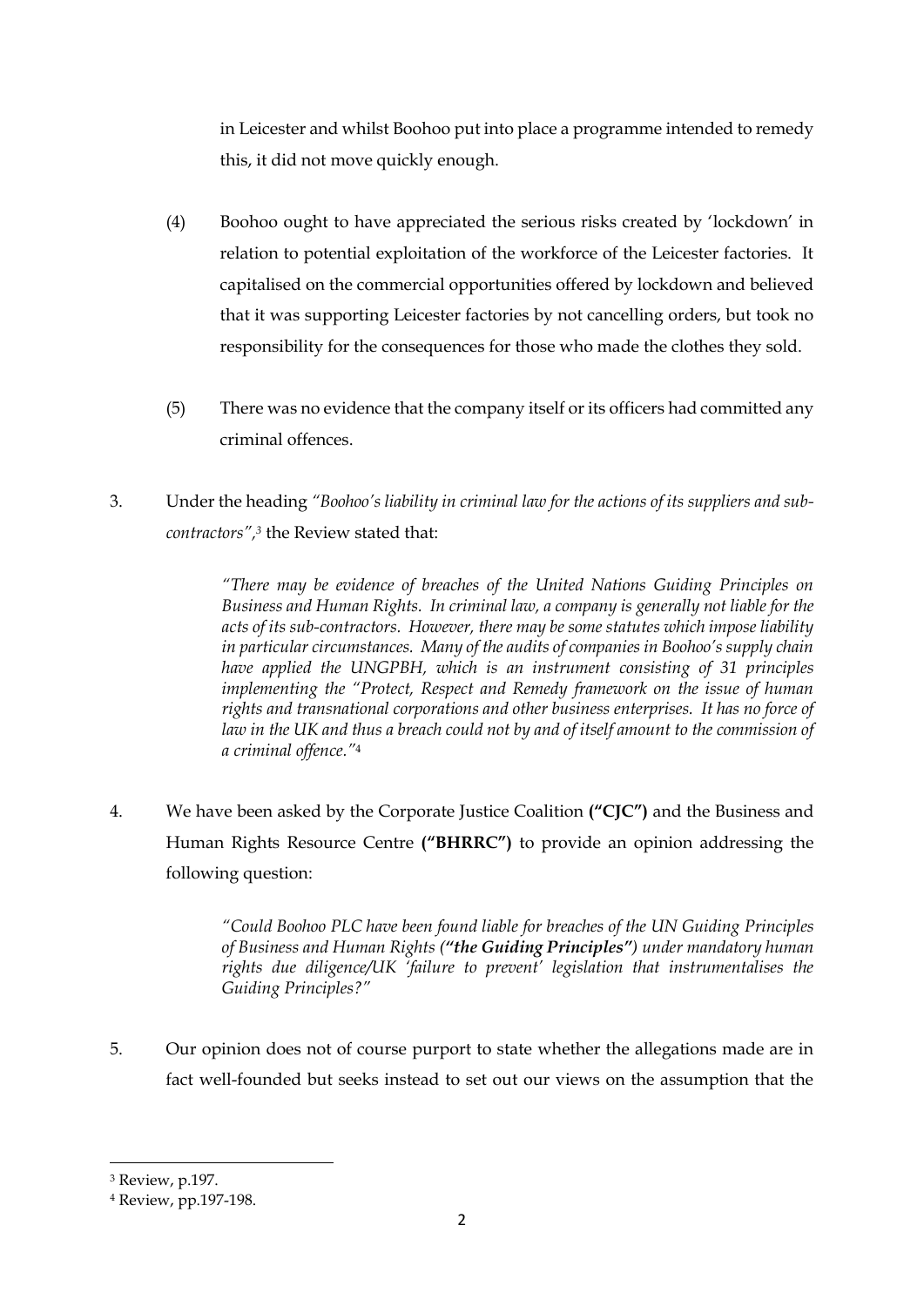in Leicester and whilst Boohoo put into place a programme intended to remedy this, it did not move quickly enough.

(4) Boohoo ought to have appreciated the serious risks created by 'lockdown' in relation to potential exploitation of the workforce of the Leicester factories. It capitalised on the commercial opportunities offered by lockdown and believed that it was supporting Leicester factories by not cancelling orders, but took no responsibility for the consequences for those who made the clothes they sold.

(5) There was no evidence that the company itself or its officers had committed any criminal offences.

3. Under the heading *"Boohoo's liability in criminal law for the actions of its suppliers and sub-contractors"*,[3] the Review stated that:

> *"There may be evidence of breaches of the United Nations Guiding Principles on Business and Human Rights. In criminal law, a company is generally not liable for the acts of its sub-contractors. However, there may be some statutes which impose liability in particular circumstances. Many of the audits of companies in Boohoo's supply chain have applied the UNGPBH, which is an instrument consisting of 31 principles implementing the "Protect, Respect and Remedy framework on the issue of human rights and transnational corporations and other business enterprises. It has no force of law in the UK and thus a breach could not by and of itself amount to the commission of a criminal offence."*[4]

4. We have been asked by the Corporate Justice Coalition **("CJC")** and the Business and Human Rights Resource Centre **("BHRRC")** to provide an opinion addressing the following question:

> *"Could Boohoo PLC have been found liable for breaches of the UN Guiding Principles of Business and Human Rights (**"the Guiding Principles"**) under mandatory human rights due diligence/UK 'failure to prevent' legislation that instrumentalises the Guiding Principles?"*

5. Our opinion does not of course purport to state whether the allegations made are in fact well-founded but seeks instead to set out our views on the assumption that the

---

[3] Review, p.197.

[4] Review, pp.197-198.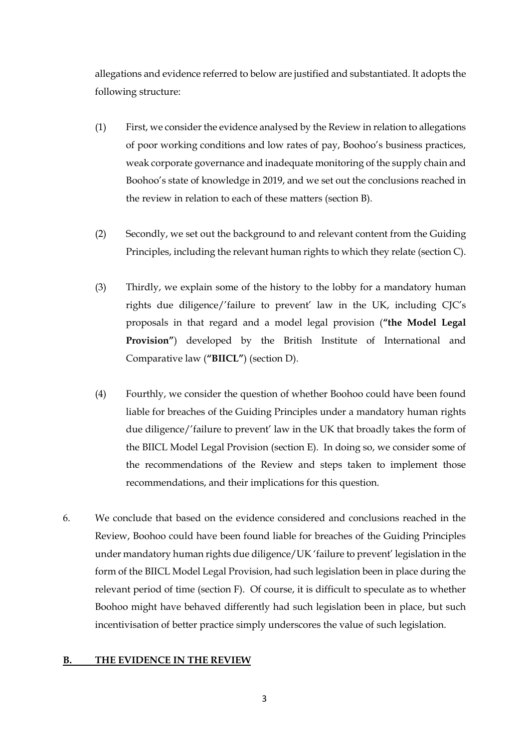allegations and evidence referred to below are justified and substantiated. It adopts the following structure:

(1) First, we consider the evidence analysed by the Review in relation to allegations of poor working conditions and low rates of pay, Boohoo's business practices, weak corporate governance and inadequate monitoring of the supply chain and Boohoo's state of knowledge in 2019, and we set out the conclusions reached in the review in relation to each of these matters (section B).

(2) Secondly, we set out the background to and relevant content from the Guiding Principles, including the relevant human rights to which they relate (section C).

(3) Thirdly, we explain some of the history to the lobby for a mandatory human rights due diligence/'failure to prevent' law in the UK, including CJC's proposals in that regard and a model legal provision (**"the Model Legal Provision"**) developed by the British Institute of International and Comparative law (**"BIICL"**) (section D).

(4) Fourthly, we consider the question of whether Boohoo could have been found liable for breaches of the Guiding Principles under a mandatory human rights due diligence/'failure to prevent' law in the UK that broadly takes the form of the BIICL Model Legal Provision (section E). In doing so, we consider some of the recommendations of the Review and steps taken to implement those recommendations, and their implications for this question.

6. We conclude that based on the evidence considered and conclusions reached in the Review, Boohoo could have been found liable for breaches of the Guiding Principles under mandatory human rights due diligence/UK 'failure to prevent' legislation in the form of the BIICL Model Legal Provision, had such legislation been in place during the relevant period of time (section F). Of course, it is difficult to speculate as to whether Boohoo might have behaved differently had such legislation been in place, but such incentivisation of better practice simply underscores the value of such legislation.

## B. THE EVIDENCE IN THE REVIEW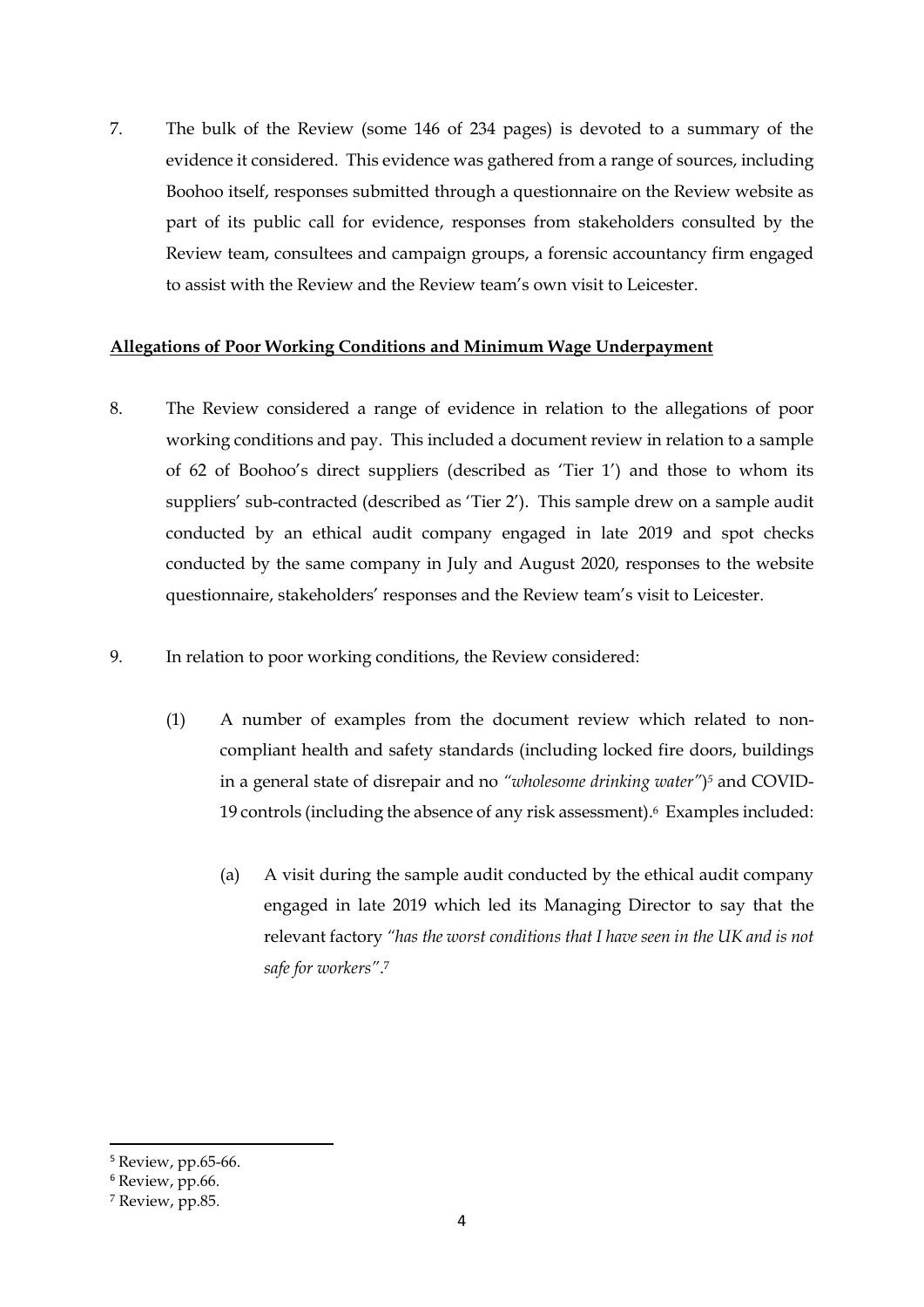7. The bulk of the Review (some 146 of 234 pages) is devoted to a summary of the evidence it considered. This evidence was gathered from a range of sources, including Boohoo itself, responses submitted through a questionnaire on the Review website as part of its public call for evidence, responses from stakeholders consulted by the Review team, consultees and campaign groups, a forensic accountancy firm engaged to assist with the Review and the Review team's own visit to Leicester.

**Allegations of Poor Working Conditions and Minimum Wage Underpayment**

8. The Review considered a range of evidence in relation to the allegations of poor working conditions and pay. This included a document review in relation to a sample of 62 of Boohoo's direct suppliers (described as 'Tier 1') and those to whom its suppliers' sub-contracted (described as 'Tier 2'). This sample drew on a sample audit conducted by an ethical audit company engaged in late 2019 and spot checks conducted by the same company in July and August 2020, responses to the website questionnaire, stakeholders' responses and the Review team's visit to Leicester.

9. In relation to poor working conditions, the Review considered:

   (1) A number of examples from the document review which related to non-compliant health and safety standards (including locked fire doors, buildings in a general state of disrepair and no *"wholesome drinking water"*)[5] and COVID-19 controls (including the absence of any risk assessment).[6] Examples included:

      (a) A visit during the sample audit conducted by the ethical audit company engaged in late 2019 which led its Managing Director to say that the relevant factory *"has the worst conditions that I have seen in the UK and is not safe for workers"*.[7]

---

[5] Review, pp.65-66.

[6] Review, pp.66.

[7] Review, pp.85.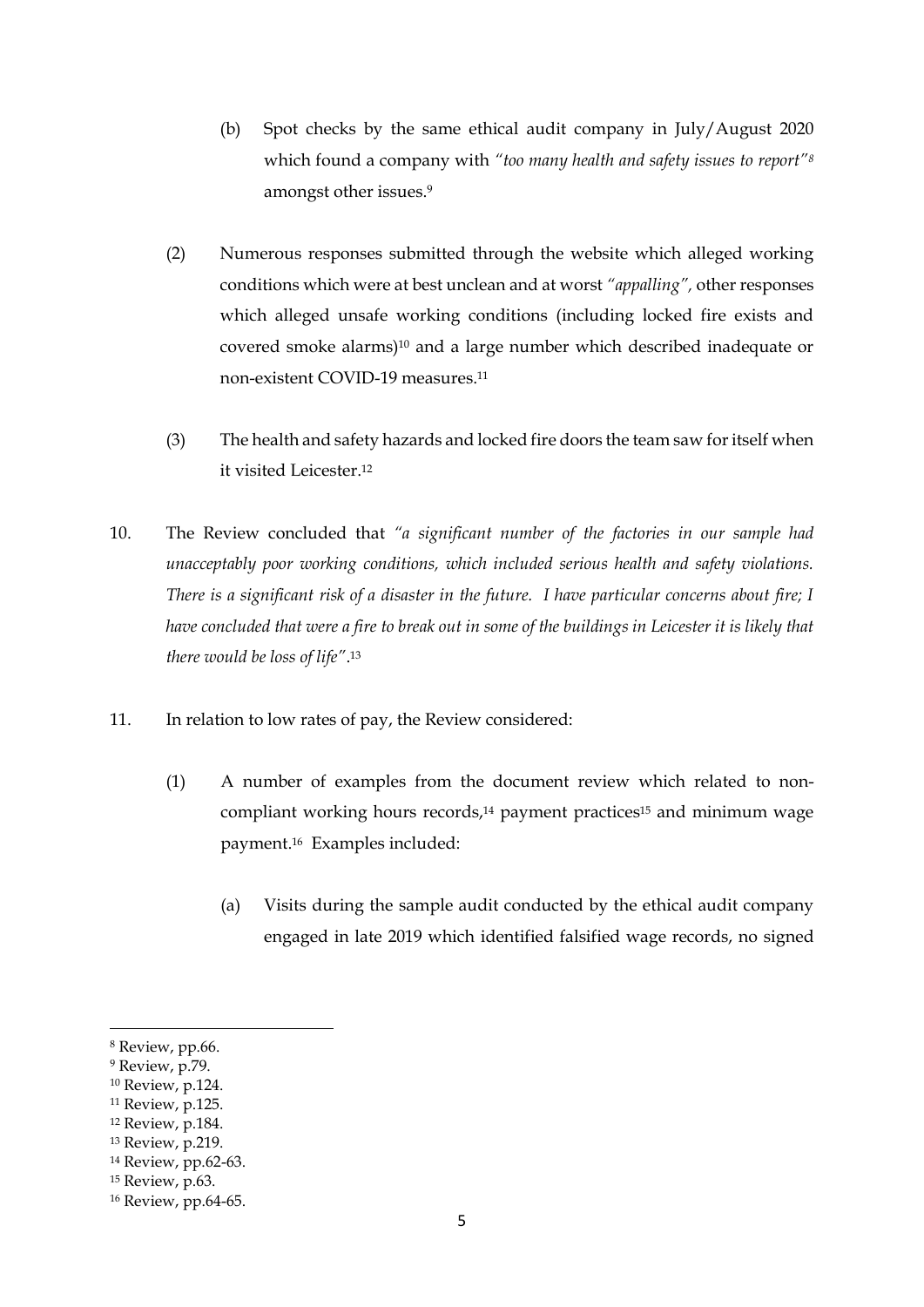(b) Spot checks by the same ethical audit company in July/August 2020 which found a company with *"too many health and safety issues to report"*[8] amongst other issues.[9]

(2) Numerous responses submitted through the website which alleged working conditions which were at best unclean and at worst *"appalling"*, other responses which alleged unsafe working conditions (including locked fire exists and covered smoke alarms)[10] and a large number which described inadequate or non-existent COVID-19 measures.[11]

(3) The health and safety hazards and locked fire doors the team saw for itself when it visited Leicester.[12]

10. The Review concluded that *"a significant number of the factories in our sample had unacceptably poor working conditions, which included serious health and safety violations. There is a significant risk of a disaster in the future. I have particular concerns about fire; I have concluded that were a fire to break out in some of the buildings in Leicester it is likely that there would be loss of life"*.[13]

11. In relation to low rates of pay, the Review considered:

(1) A number of examples from the document review which related to non-compliant working hours records,[14] payment practices[15] and minimum wage payment.[16] Examples included:

(a) Visits during the sample audit conducted by the ethical audit company engaged in late 2019 which identified falsified wage records, no signed

---

[8] Review, pp.66.

[9] Review, p.79.

[10] Review, p.124.

[11] Review, p.125.

[12] Review, p.184.

[13] Review, p.219.

[14] Review, pp.62-63.

[15] Review, p.63.

[16] Review, pp.64-65.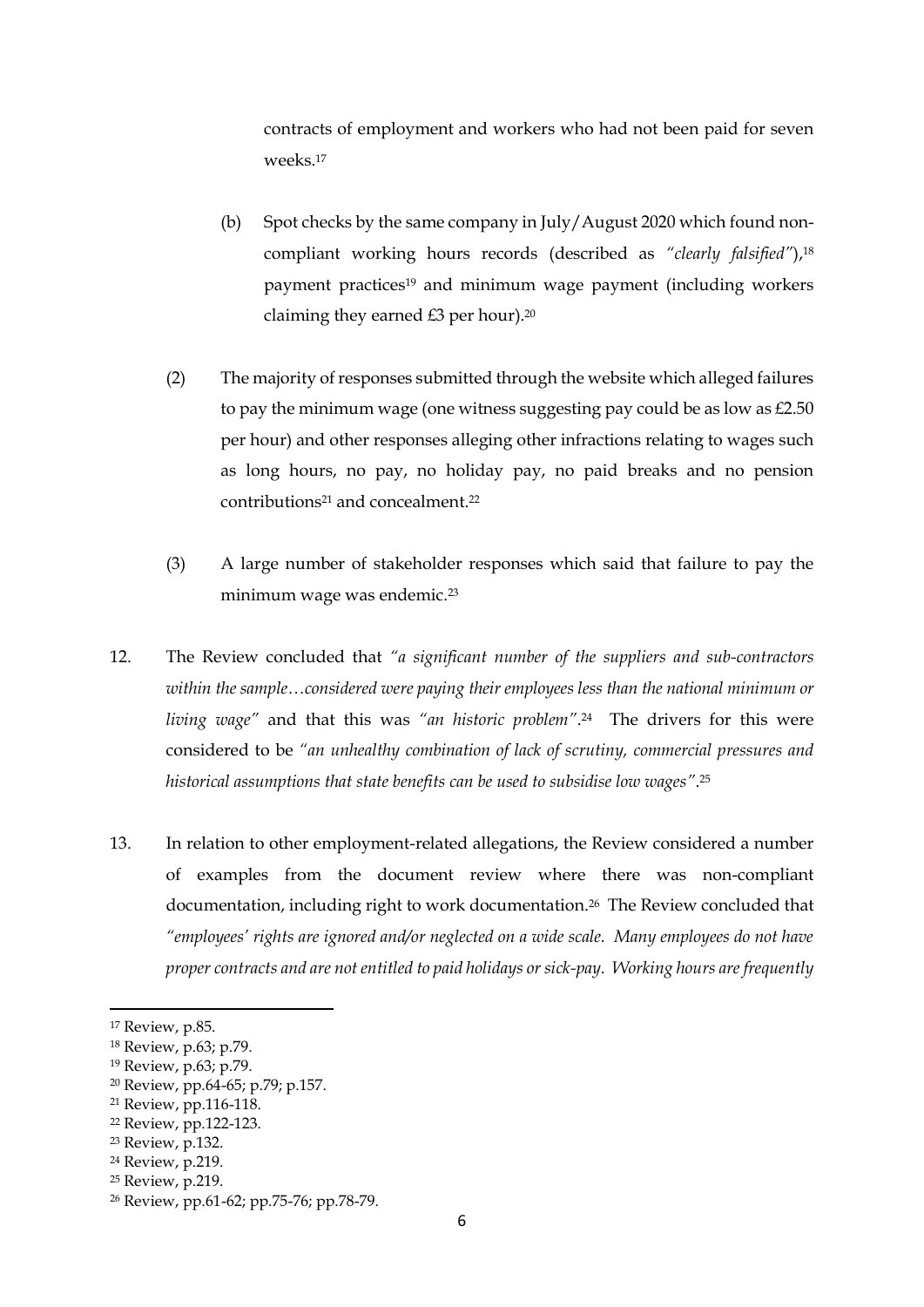contracts of employment and workers who had not been paid for seven weeks.[17]

(b) Spot checks by the same company in July/August 2020 which found non-compliant working hours records (described as *"clearly falsified"*),[18] payment practices[19] and minimum wage payment (including workers claiming they earned £3 per hour).[20]

(2) The majority of responses submitted through the website which alleged failures to pay the minimum wage (one witness suggesting pay could be as low as £2.50 per hour) and other responses alleging other infractions relating to wages such as long hours, no pay, no holiday pay, no paid breaks and no pension contributions[21] and concealment.[22]

(3) A large number of stakeholder responses which said that failure to pay the minimum wage was endemic.[23]

12. The Review concluded that *"a significant number of the suppliers and sub-contractors within the sample…considered were paying their employees less than the national minimum or living wage"* and that this was *"an historic problem"*.[24] The drivers for this were considered to be *"an unhealthy combination of lack of scrutiny, commercial pressures and historical assumptions that state benefits can be used to subsidise low wages"*.[25]

13. In relation to other employment-related allegations, the Review considered a number of examples from the document review where there was non-compliant documentation, including right to work documentation.[26] The Review concluded that *"employees' rights are ignored and/or neglected on a wide scale. Many employees do not have proper contracts and are not entitled to paid holidays or sick-pay. Working hours are frequently*

---

[17] Review, p.85.

[18] Review, p.63; p.79.

[19] Review, p.63; p.79.

[20] Review, pp.64-65; p.79; p.157.

[21] Review, pp.116-118.

[22] Review, pp.122-123.

[23] Review, p.132.

[24] Review, p.219.

[25] Review, p.219.

[26] Review, pp.61-62; pp.75-76; pp.78-79.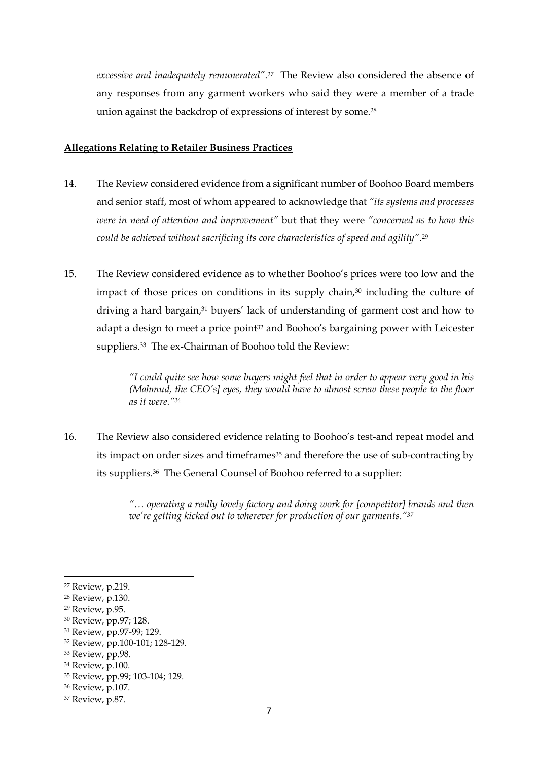*excessive and inadequately remunerated"*.[27] The Review also considered the absence of any responses from any garment workers who said they were a member of a trade union against the backdrop of expressions of interest by some.[28]

**Allegations Relating to Retailer Business Practices**

14. The Review considered evidence from a significant number of Boohoo Board members and senior staff, most of whom appeared to acknowledge that *"its systems and processes were in need of attention and improvement"* but that they were *"concerned as to how this could be achieved without sacrificing its core characteristics of speed and agility"*.[29]

15. The Review considered evidence as to whether Boohoo's prices were too low and the impact of those prices on conditions in its supply chain,[30] including the culture of driving a hard bargain,[31] buyers' lack of understanding of garment cost and how to adapt a design to meet a price point[32] and Boohoo's bargaining power with Leicester suppliers.[33] The ex-Chairman of Boohoo told the Review:

> *"I could quite see how some buyers might feel that in order to appear very good in his (Mahmud, the CEO's] eyes, they would have to almost screw these people to the floor as it were."*[34]

16. The Review also considered evidence relating to Boohoo's test-and repeat model and its impact on order sizes and timeframes[35] and therefore the use of sub-contracting by its suppliers.[36] The General Counsel of Boohoo referred to a supplier:

> *"… operating a really lovely factory and doing work for [competitor] brands and then we're getting kicked out to wherever for production of our garments."*[37]

---

[27] Review, p.219.
[28] Review, p.130.
[29] Review, p.95.
[30] Review, pp.97; 128.
[31] Review, pp.97-99; 129.
[32] Review, pp.100-101; 128-129.
[33] Review, pp.98.
[34] Review, p.100.
[35] Review, pp.99; 103-104; 129.
[36] Review, p.107.
[37] Review, p.87.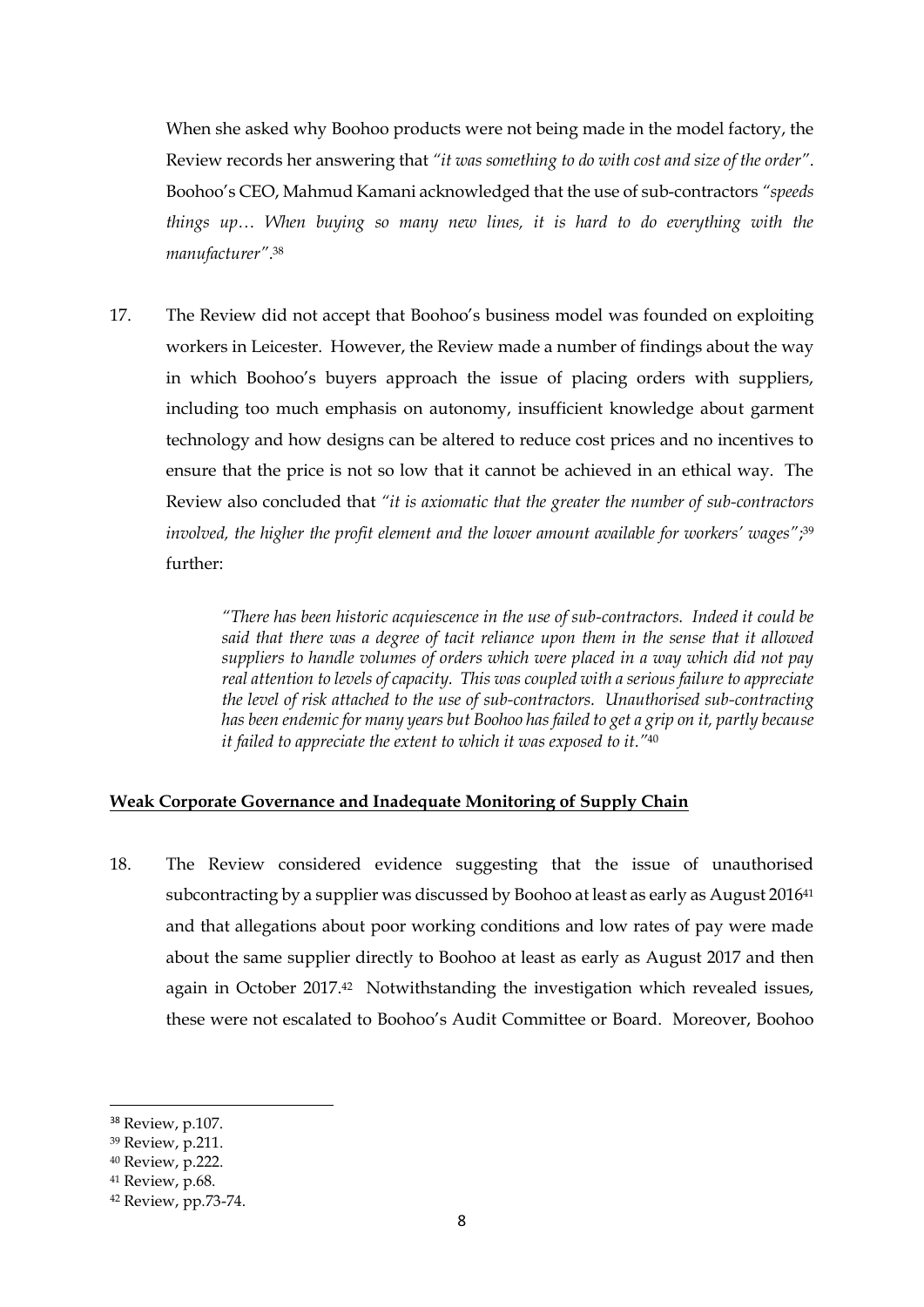When she asked why Boohoo products were not being made in the model factory, the Review records her answering that *"it was something to do with cost and size of the order"*. Boohoo's CEO, Mahmud Kamani acknowledged that the use of sub-contractors *"speeds things up… When buying so many new lines, it is hard to do everything with the manufacturer"*.[38]

17. The Review did not accept that Boohoo's business model was founded on exploiting workers in Leicester. However, the Review made a number of findings about the way in which Boohoo's buyers approach the issue of placing orders with suppliers, including too much emphasis on autonomy, insufficient knowledge about garment technology and how designs can be altered to reduce cost prices and no incentives to ensure that the price is not so low that it cannot be achieved in an ethical way. The Review also concluded that *"it is axiomatic that the greater the number of sub-contractors involved, the higher the profit element and the lower amount available for workers' wages"*;[39] further:

> *"There has been historic acquiescence in the use of sub-contractors. Indeed it could be said that there was a degree of tacit reliance upon them in the sense that it allowed suppliers to handle volumes of orders which were placed in a way which did not pay real attention to levels of capacity. This was coupled with a serious failure to appreciate the level of risk attached to the use of sub-contractors. Unauthorised sub-contracting has been endemic for many years but Boohoo has failed to get a grip on it, partly because it failed to appreciate the extent to which it was exposed to it."*[40]

**<u>Weak Corporate Governance and Inadequate Monitoring of Supply Chain</u>**

18. The Review considered evidence suggesting that the issue of unauthorised subcontracting by a supplier was discussed by Boohoo at least as early as August 2016[41] and that allegations about poor working conditions and low rates of pay were made about the same supplier directly to Boohoo at least as early as August 2017 and then again in October 2017.[42] Notwithstanding the investigation which revealed issues, these were not escalated to Boohoo's Audit Committee or Board. Moreover, Boohoo

---

[38] Review, p.107.

[39] Review, p.211.

[40] Review, p.222.

[41] Review, p.68.

[42] Review, pp.73-74.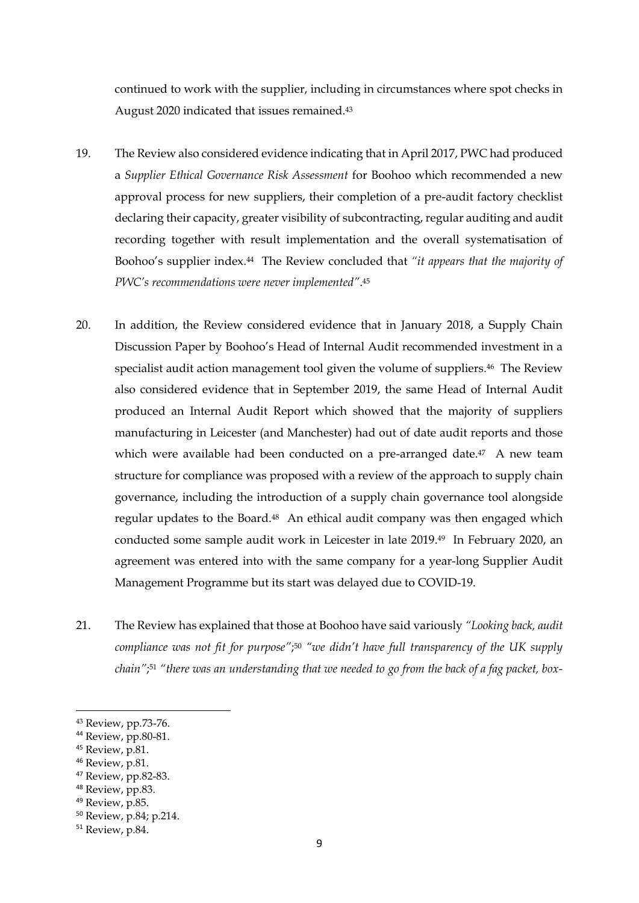continued to work with the supplier, including in circumstances where spot checks in August 2020 indicated that issues remained.[43]

19. The Review also considered evidence indicating that in April 2017, PWC had produced a *Supplier Ethical Governance Risk Assessment* for Boohoo which recommended a new approval process for new suppliers, their completion of a pre-audit factory checklist declaring their capacity, greater visibility of subcontracting, regular auditing and audit recording together with result implementation and the overall systematisation of Boohoo's supplier index.[44] The Review concluded that *"it appears that the majority of PWC's recommendations were never implemented"*.[45]

20. In addition, the Review considered evidence that in January 2018, a Supply Chain Discussion Paper by Boohoo's Head of Internal Audit recommended investment in a specialist audit action management tool given the volume of suppliers.[46] The Review also considered evidence that in September 2019, the same Head of Internal Audit produced an Internal Audit Report which showed that the majority of suppliers manufacturing in Leicester (and Manchester) had out of date audit reports and those which were available had been conducted on a pre-arranged date.[47] A new team structure for compliance was proposed with a review of the approach to supply chain governance, including the introduction of a supply chain governance tool alongside regular updates to the Board.[48] An ethical audit company was then engaged which conducted some sample audit work in Leicester in late 2019.[49] In February 2020, an agreement was entered into with the same company for a year-long Supplier Audit Management Programme but its start was delayed due to COVID-19.

21. The Review has explained that those at Boohoo have said variously *"Looking back, audit compliance was not fit for purpose"*;[50] *"we didn't have full transparency of the UK supply chain"*;[51] *"there was an understanding that we needed to go from the back of a fag packet, box-*

---

[43] Review, pp.73-76.
[44] Review, pp.80-81.
[45] Review, p.81.
[46] Review, p.81.
[47] Review, pp.82-83.
[48] Review, pp.83.
[49] Review, p.85.
[50] Review, p.84; p.214.
[51] Review, p.84.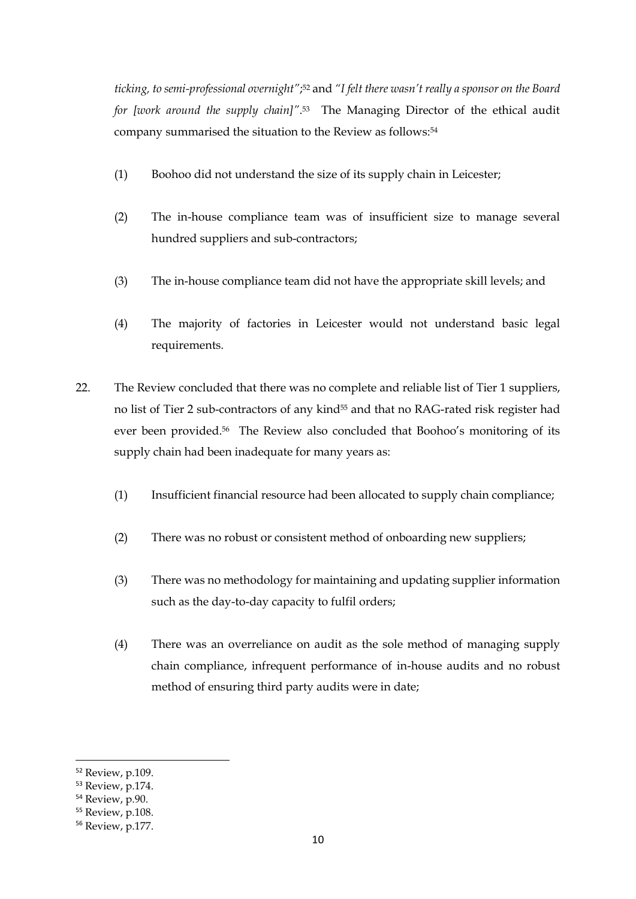*ticking, to semi-professional overnight"*;[52] and *"I felt there wasn't really a sponsor on the Board for [work around the supply chain]"*.[53] The Managing Director of the ethical audit company summarised the situation to the Review as follows:[54]

(1) Boohoo did not understand the size of its supply chain in Leicester;

(2) The in-house compliance team was of insufficient size to manage several hundred suppliers and sub-contractors;

(3) The in-house compliance team did not have the appropriate skill levels; and

(4) The majority of factories in Leicester would not understand basic legal requirements.

22. The Review concluded that there was no complete and reliable list of Tier 1 suppliers, no list of Tier 2 sub-contractors of any kind[55] and that no RAG-rated risk register had ever been provided.[56] The Review also concluded that Boohoo's monitoring of its supply chain had been inadequate for many years as:

(1) Insufficient financial resource had been allocated to supply chain compliance;

(2) There was no robust or consistent method of onboarding new suppliers;

(3) There was no methodology for maintaining and updating supplier information such as the day-to-day capacity to fulfil orders;

(4) There was an overreliance on audit as the sole method of managing supply chain compliance, infrequent performance of in-house audits and no robust method of ensuring third party audits were in date;

---

[52] Review, p.109.

[53] Review, p.174.

[54] Review, p.90.

[55] Review, p.108.

[56] Review, p.177.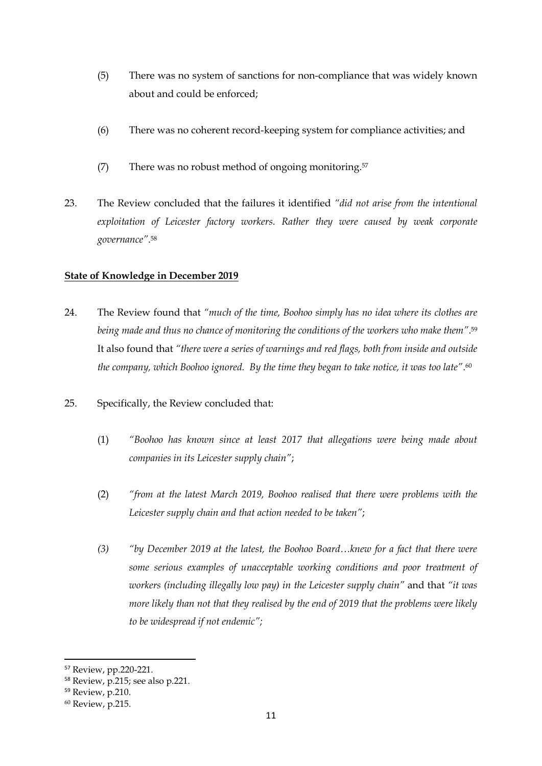(5) There was no system of sanctions for non-compliance that was widely known about and could be enforced;

(6) There was no coherent record-keeping system for compliance activities; and

(7) There was no robust method of ongoing monitoring.[57]

23. The Review concluded that the failures it identified *"did not arise from the intentional exploitation of Leicester factory workers. Rather they were caused by weak corporate governance"*.[58]

**State of Knowledge in December 2019**

24. The Review found that *"much of the time, Boohoo simply has no idea where its clothes are being made and thus no chance of monitoring the conditions of the workers who make them"*.[59] It also found that *"there were a series of warnings and red flags, both from inside and outside the company, which Boohoo ignored. By the time they began to take notice, it was too late"*.[60]

25. Specifically, the Review concluded that:

(1) *"Boohoo has known since at least 2017 that allegations were being made about companies in its Leicester supply chain"*;

(2) *"from at the latest March 2019, Boohoo realised that there were problems with the Leicester supply chain and that action needed to be taken"*;

*(3) "by December 2019 at the latest, the Boohoo Board…knew for a fact that there were some serious examples of unacceptable working conditions and poor treatment of workers (including illegally low pay) in the Leicester supply chain"* and that *"it was more likely than not that they realised by the end of 2019 that the problems were likely to be widespread if not endemic";*

[57] Review, pp.220-221.

[58] Review, p.215; see also p.221.

[59] Review, p.210.

[60] Review, p.215.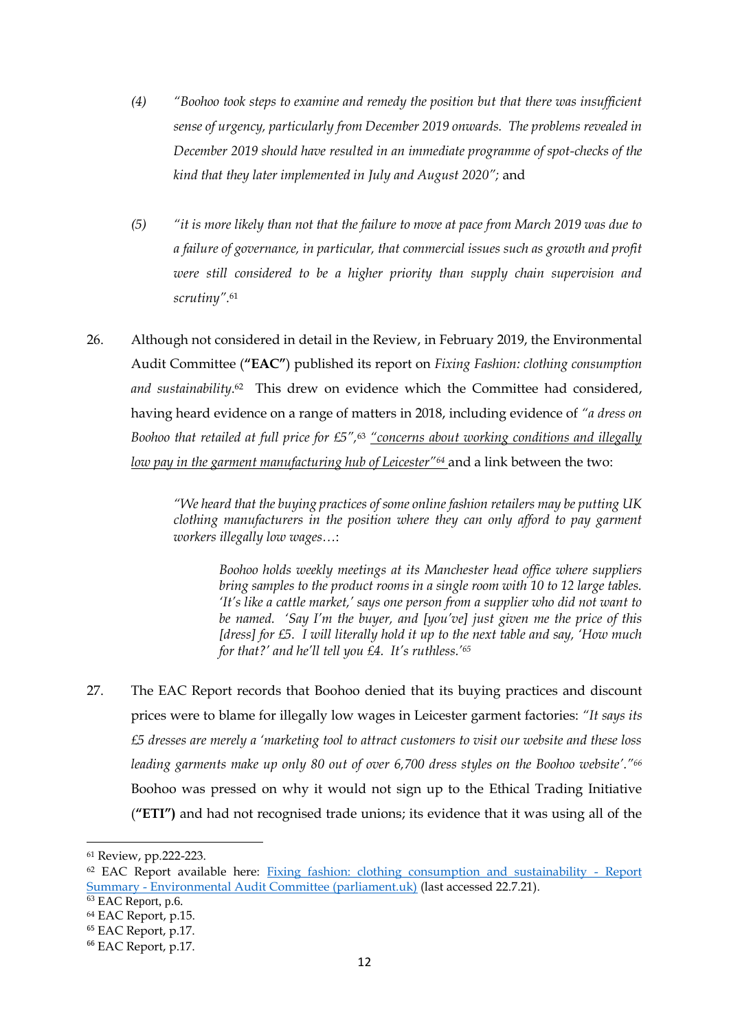(4) *"Boohoo took steps to examine and remedy the position but that there was insufficient sense of urgency, particularly from December 2019 onwards. The problems revealed in December 2019 should have resulted in an immediate programme of spot-checks of the kind that they later implemented in July and August 2020"*; and

(5) *"it is more likely than not that the failure to move at pace from March 2019 was due to a failure of governance, in particular, that commercial issues such as growth and profit were still considered to be a higher priority than supply chain supervision and scrutiny"*.[61]

26. Although not considered in detail in the Review, in February 2019, the Environmental Audit Committee (**"EAC"**) published its report on *Fixing Fashion: clothing consumption and sustainability*.[62] This drew on evidence which the Committee had considered, having heard evidence on a range of matters in 2018, including evidence of *"a dress on Boohoo that retailed at full price for £5"*,[63] *"concerns about working conditions and illegally low pay in the garment manufacturing hub of Leicester"*[64] and a link between the two:

> *"We heard that the buying practices of some online fashion retailers may be putting UK clothing manufacturers in the position where they can only afford to pay garment workers illegally low wages…*:
>
> > *Boohoo holds weekly meetings at its Manchester head office where suppliers bring samples to the product rooms in a single room with 10 to 12 large tables. 'It's like a cattle market,' says one person from a supplier who did not want to be named. 'Say I'm the buyer, and [you've] just given me the price of this [dress] for £5. I will literally hold it up to the next table and say, 'How much for that?' and he'll tell you £4. It's ruthless.'*[65]

27. The EAC Report records that Boohoo denied that its buying practices and discount prices were to blame for illegally low wages in Leicester garment factories: *"It says its £5 dresses are merely a 'marketing tool to attract customers to visit our website and these loss leading garments make up only 80 out of over 6,700 dress styles on the Boohoo website'."*[66] Boohoo was pressed on why it would not sign up to the Ethical Trading Initiative (**"ETI"**) and had not recognised trade unions; its evidence that it was using all of the

---

[61] Review, pp.222-223.

[62] EAC Report available here: Fixing fashion: clothing consumption and sustainability - Report Summary - Environmental Audit Committee (parliament.uk) (last accessed 22.7.21).

[63] EAC Report, p.6.

[64] EAC Report, p.15.

[65] EAC Report, p.17.

[66] EAC Report, p.17.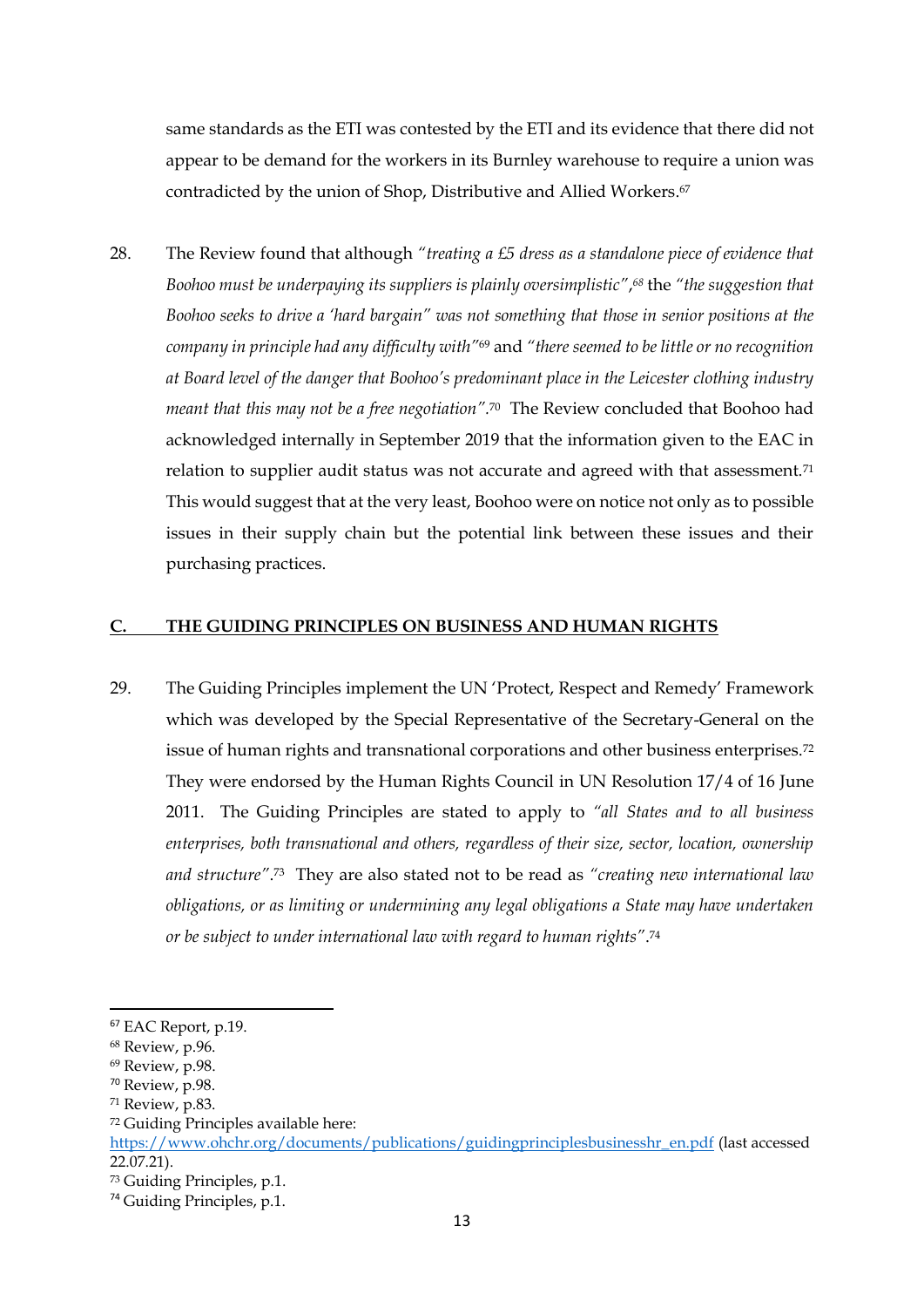same standards as the ETI was contested by the ETI and its evidence that there did not appear to be demand for the workers in its Burnley warehouse to require a union was contradicted by the union of Shop, Distributive and Allied Workers.[67]

28. The Review found that although *"treating a £5 dress as a standalone piece of evidence that Boohoo must be underpaying its suppliers is plainly oversimplistic"*,[68] the *"the suggestion that Boohoo seeks to drive a 'hard bargain" was not something that those in senior positions at the company in principle had any difficulty with"*[69] and *"there seemed to be little or no recognition at Board level of the danger that Boohoo's predominant place in the Leicester clothing industry meant that this may not be a free negotiation"*.[70] The Review concluded that Boohoo had acknowledged internally in September 2019 that the information given to the EAC in relation to supplier audit status was not accurate and agreed with that assessment.[71] This would suggest that at the very least, Boohoo were on notice not only as to possible issues in their supply chain but the potential link between these issues and their purchasing practices.

## C. THE GUIDING PRINCIPLES ON BUSINESS AND HUMAN RIGHTS

29. The Guiding Principles implement the UN 'Protect, Respect and Remedy' Framework which was developed by the Special Representative of the Secretary-General on the issue of human rights and transnational corporations and other business enterprises.[72] They were endorsed by the Human Rights Council in UN Resolution 17/4 of 16 June 2011. The Guiding Principles are stated to apply to *"all States and to all business enterprises, both transnational and others, regardless of their size, sector, location, ownership and structure"*.[73] They are also stated not to be read as *"creating new international law obligations, or as limiting or undermining any legal obligations a State may have undertaken or be subject to under international law with regard to human rights"*.[74]

---

[67] EAC Report, p.19.

[68] Review, p.96.

[69] Review, p.98.

[70] Review, p.98.

[71] Review, p.83.

[72] Guiding Principles available here: https://www.ohchr.org/documents/publications/guidingprinciplesbusinesshr_en.pdf (last accessed 22.07.21).

[73] Guiding Principles, p.1.

[74] Guiding Principles, p.1.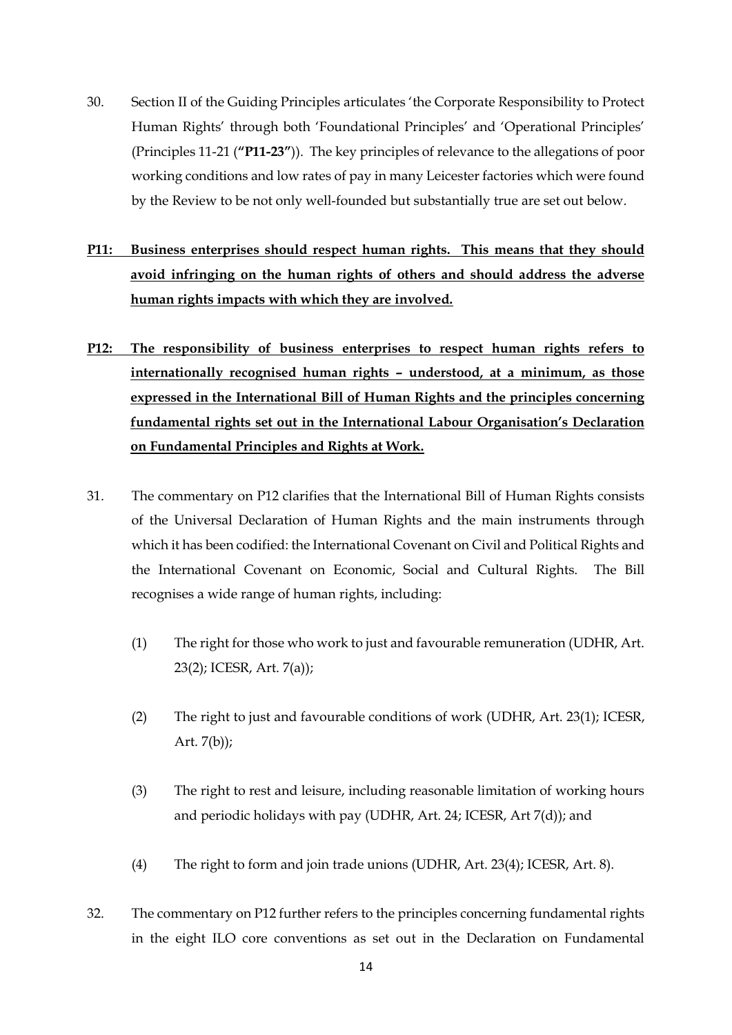30. Section II of the Guiding Principles articulates 'the Corporate Responsibility to Protect Human Rights' through both 'Foundational Principles' and 'Operational Principles' (Principles 11-21 (**"P11-23"**)). The key principles of relevance to the allegations of poor working conditions and low rates of pay in many Leicester factories which were found by the Review to be not only well-founded but substantially true are set out below.

<u>**P11: Business enterprises should respect human rights. This means that they should avoid infringing on the human rights of others and should address the adverse human rights impacts with which they are involved.**</u>

<u>**P12: The responsibility of business enterprises to respect human rights refers to internationally recognised human rights – understood, at a minimum, as those expressed in the International Bill of Human Rights and the principles concerning fundamental rights set out in the International Labour Organisation's Declaration on Fundamental Principles and Rights at Work.**</u>

31. The commentary on P12 clarifies that the International Bill of Human Rights consists of the Universal Declaration of Human Rights and the main instruments through which it has been codified: the International Covenant on Civil and Political Rights and the International Covenant on Economic, Social and Cultural Rights. The Bill recognises a wide range of human rights, including:

    (1) The right for those who work to just and favourable remuneration (UDHR, Art. 23(2); ICESR, Art. 7(a));

    (2) The right to just and favourable conditions of work (UDHR, Art. 23(1); ICESR, Art. 7(b));

    (3) The right to rest and leisure, including reasonable limitation of working hours and periodic holidays with pay (UDHR, Art. 24; ICESR, Art 7(d)); and

    (4) The right to form and join trade unions (UDHR, Art. 23(4); ICESR, Art. 8).

32. The commentary on P12 further refers to the principles concerning fundamental rights in the eight ILO core conventions as set out in the Declaration on Fundamental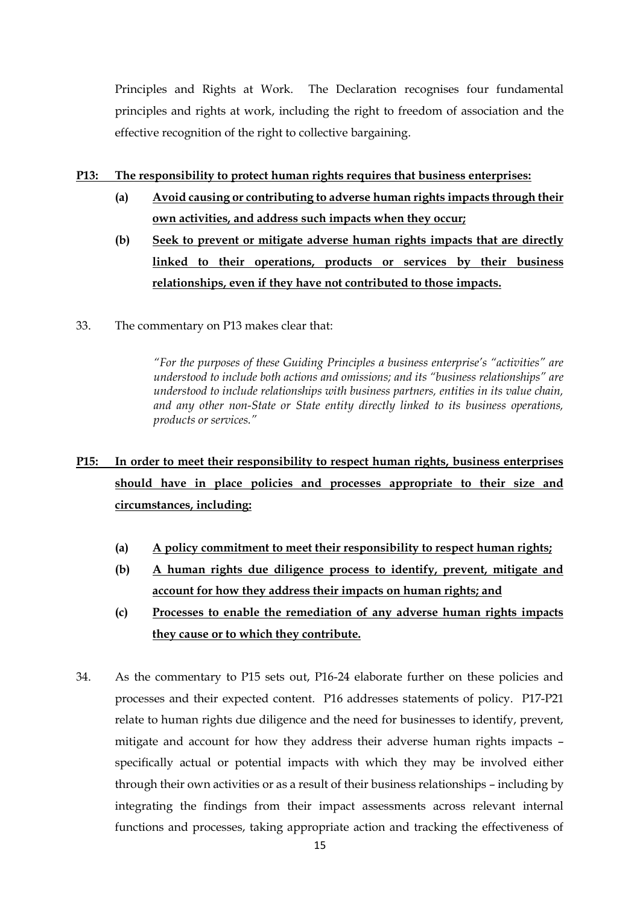Principles and Rights at Work. The Declaration recognises four fundamental principles and rights at work, including the right to freedom of association and the effective recognition of the right to collective bargaining.

**P13: The responsibility to protect human rights requires that business enterprises:**

- **(a) Avoid causing or contributing to adverse human rights impacts through their own activities, and address such impacts when they occur;**
- **(b) Seek to prevent or mitigate adverse human rights impacts that are directly linked to their operations, products or services by their business relationships, even if they have not contributed to those impacts.**

33. The commentary on P13 makes clear that:

> *"For the purposes of these Guiding Principles a business enterprise's "activities" are understood to include both actions and omissions; and its "business relationships" are understood to include relationships with business partners, entities in its value chain, and any other non-State or State entity directly linked to its business operations, products or services."*

**P15: In order to meet their responsibility to respect human rights, business enterprises should have in place policies and processes appropriate to their size and circumstances, including:**

- **(a) A policy commitment to meet their responsibility to respect human rights;**
- **(b) A human rights due diligence process to identify, prevent, mitigate and account for how they address their impacts on human rights; and**
- **(c) Processes to enable the remediation of any adverse human rights impacts they cause or to which they contribute.**

34. As the commentary to P15 sets out, P16-24 elaborate further on these policies and processes and their expected content. P16 addresses statements of policy. P17-P21 relate to human rights due diligence and the need for businesses to identify, prevent, mitigate and account for how they address their adverse human rights impacts – specifically actual or potential impacts with which they may be involved either through their own activities or as a result of their business relationships – including by integrating the findings from their impact assessments across relevant internal functions and processes, taking appropriate action and tracking the effectiveness of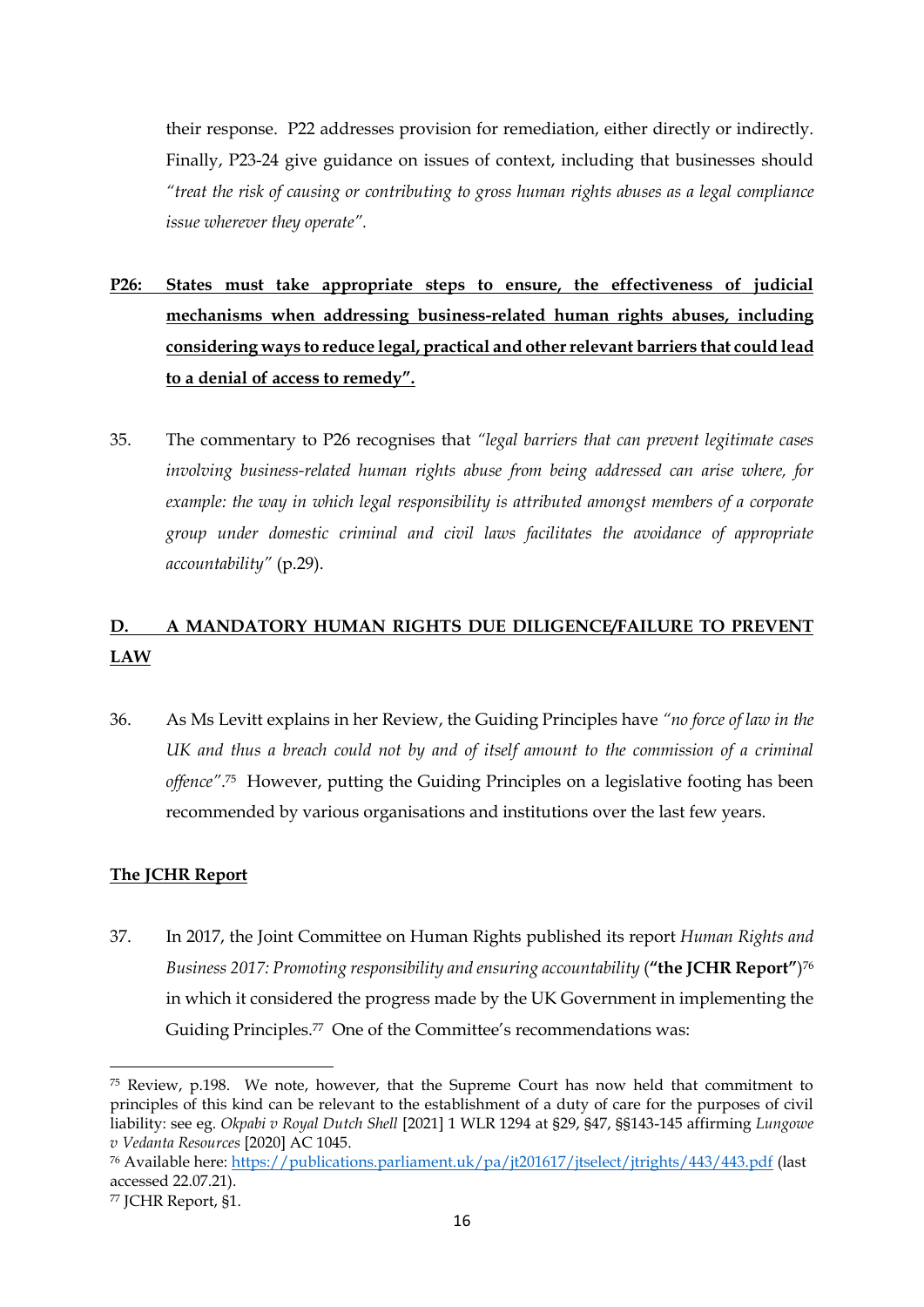their response. P22 addresses provision for remediation, either directly or indirectly. Finally, P23-24 give guidance on issues of context, including that businesses should *"treat the risk of causing or contributing to gross human rights abuses as a legal compliance issue wherever they operate".*

**<u>P26: States must take appropriate steps to ensure, the effectiveness of judicial mechanisms when addressing business-related human rights abuses, including considering ways to reduce legal, practical and other relevant barriers that could lead to a denial of access to remedy".</u>**

35. The commentary to P26 recognises that *"legal barriers that can prevent legitimate cases involving business-related human rights abuse from being addressed can arise where, for example: the way in which legal responsibility is attributed amongst members of a corporate group under domestic criminal and civil laws facilitates the avoidance of appropriate accountability"* (p.29).

## D. A MANDATORY HUMAN RIGHTS DUE DILIGENCE/FAILURE TO PREVENT LAW

36. As Ms Levitt explains in her Review, the Guiding Principles have *"no force of law in the UK and thus a breach could not by and of itself amount to the commission of a criminal offence"*.[75] However, putting the Guiding Principles on a legislative footing has been recommended by various organisations and institutions over the last few years.

### The JCHR Report

37. In 2017, the Joint Committee on Human Rights published its report *Human Rights and Business 2017: Promoting responsibility and ensuring accountability* (**"the JCHR Report"**)[76] in which it considered the progress made by the UK Government in implementing the Guiding Principles.[77] One of the Committee's recommendations was:

---

[75] Review, p.198. We note, however, that the Supreme Court has now held that commitment to principles of this kind can be relevant to the establishment of a duty of care for the purposes of civil liability: see eg. *Okpabi v Royal Dutch Shell* [2021] 1 WLR 1294 at §29, §47, §§143-145 affirming *Lungowe v Vedanta Resources* [2020] AC 1045.

[76] Available here: https://publications.parliament.uk/pa/jt201617/jtselect/jtrights/443/443.pdf (last accessed 22.07.21).

[77] JCHR Report, §1.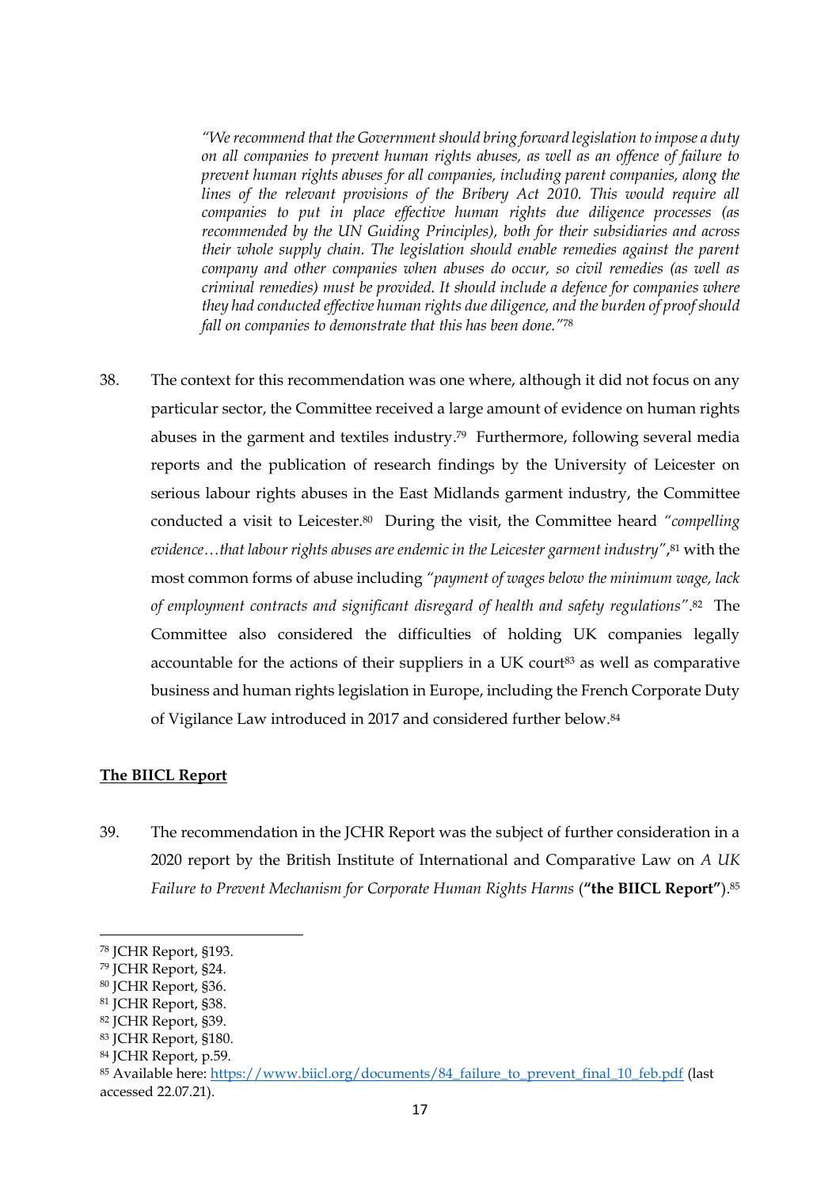> *"We recommend that the Government should bring forward legislation to impose a duty on all companies to prevent human rights abuses, as well as an offence of failure to prevent human rights abuses for all companies, including parent companies, along the lines of the relevant provisions of the Bribery Act 2010. This would require all companies to put in place effective human rights due diligence processes (as recommended by the UN Guiding Principles), both for their subsidiaries and across their whole supply chain. The legislation should enable remedies against the parent company and other companies when abuses do occur, so civil remedies (as well as criminal remedies) must be provided. It should include a defence for companies where they had conducted effective human rights due diligence, and the burden of proof should fall on companies to demonstrate that this has been done."*[78]

38. The context for this recommendation was one where, although it did not focus on any particular sector, the Committee received a large amount of evidence on human rights abuses in the garment and textiles industry.[79] Furthermore, following several media reports and the publication of research findings by the University of Leicester on serious labour rights abuses in the East Midlands garment industry, the Committee conducted a visit to Leicester.[80] During the visit, the Committee heard *"compelling evidence…that labour rights abuses are endemic in the Leicester garment industry"*,[81] with the most common forms of abuse including *"payment of wages below the minimum wage, lack of employment contracts and significant disregard of health and safety regulations"*.[82] The Committee also considered the difficulties of holding UK companies legally accountable for the actions of their suppliers in a UK court[83] as well as comparative business and human rights legislation in Europe, including the French Corporate Duty of Vigilance Law introduced in 2017 and considered further below.[84]

**The BIICL Report**

39. The recommendation in the JCHR Report was the subject of further consideration in a 2020 report by the British Institute of International and Comparative Law on *A UK Failure to Prevent Mechanism for Corporate Human Rights Harms* (**"the BIICL Report"**).[85]

---

[78] JCHR Report, §193.
[79] JCHR Report, §24.
[80] JCHR Report, §36.
[81] JCHR Report, §38.
[82] JCHR Report, §39.
[83] JCHR Report, §180.
[84] JCHR Report, p.59.
[85] Available here: https://www.biicl.org/documents/84_failure_to_prevent_final_10_feb.pdf (last accessed 22.07.21).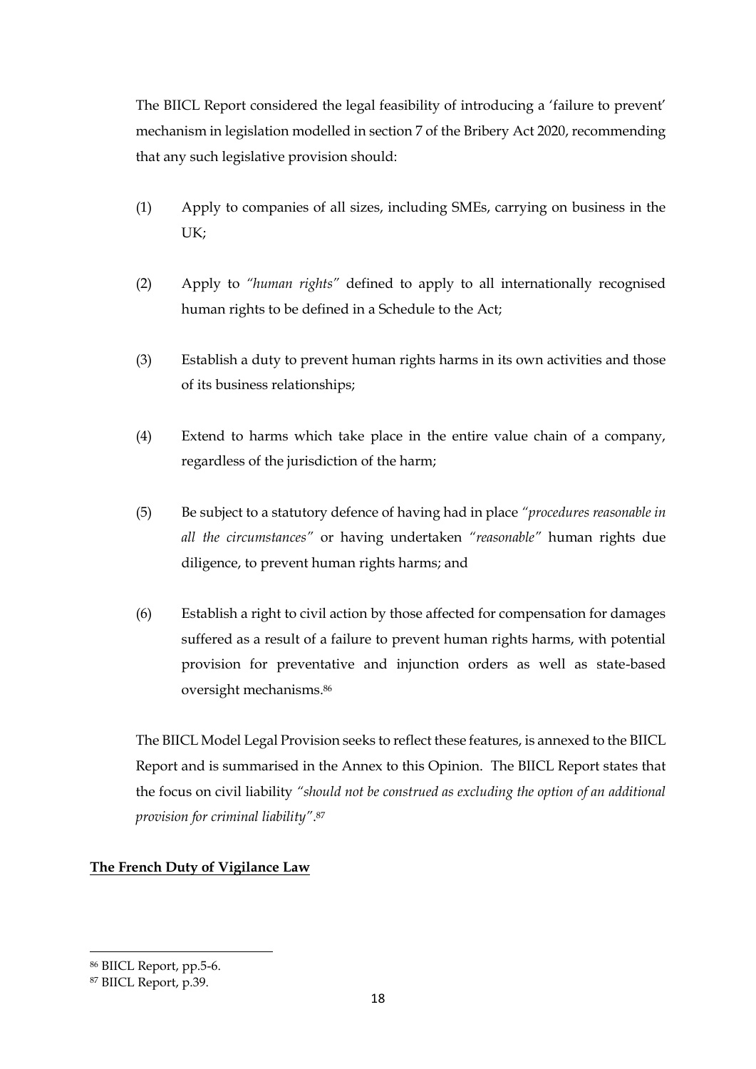The BIICL Report considered the legal feasibility of introducing a 'failure to prevent' mechanism in legislation modelled in section 7 of the Bribery Act 2020, recommending that any such legislative provision should:

(1) Apply to companies of all sizes, including SMEs, carrying on business in the UK;

(2) Apply to *"human rights"* defined to apply to all internationally recognised human rights to be defined in a Schedule to the Act;

(3) Establish a duty to prevent human rights harms in its own activities and those of its business relationships;

(4) Extend to harms which take place in the entire value chain of a company, regardless of the jurisdiction of the harm;

(5) Be subject to a statutory defence of having had in place *"procedures reasonable in all the circumstances"* or having undertaken *"reasonable"* human rights due diligence, to prevent human rights harms; and

(6) Establish a right to civil action by those affected for compensation for damages suffered as a result of a failure to prevent human rights harms, with potential provision for preventative and injunction orders as well as state-based oversight mechanisms.[86]

The BIICL Model Legal Provision seeks to reflect these features, is annexed to the BIICL Report and is summarised in the Annex to this Opinion. The BIICL Report states that the focus on civil liability *"should not be construed as excluding the option of an additional provision for criminal liability"*.[87]

**The French Duty of Vigilance Law**

---

[86] BIICL Report, pp.5-6.

[87] BIICL Report, p.39.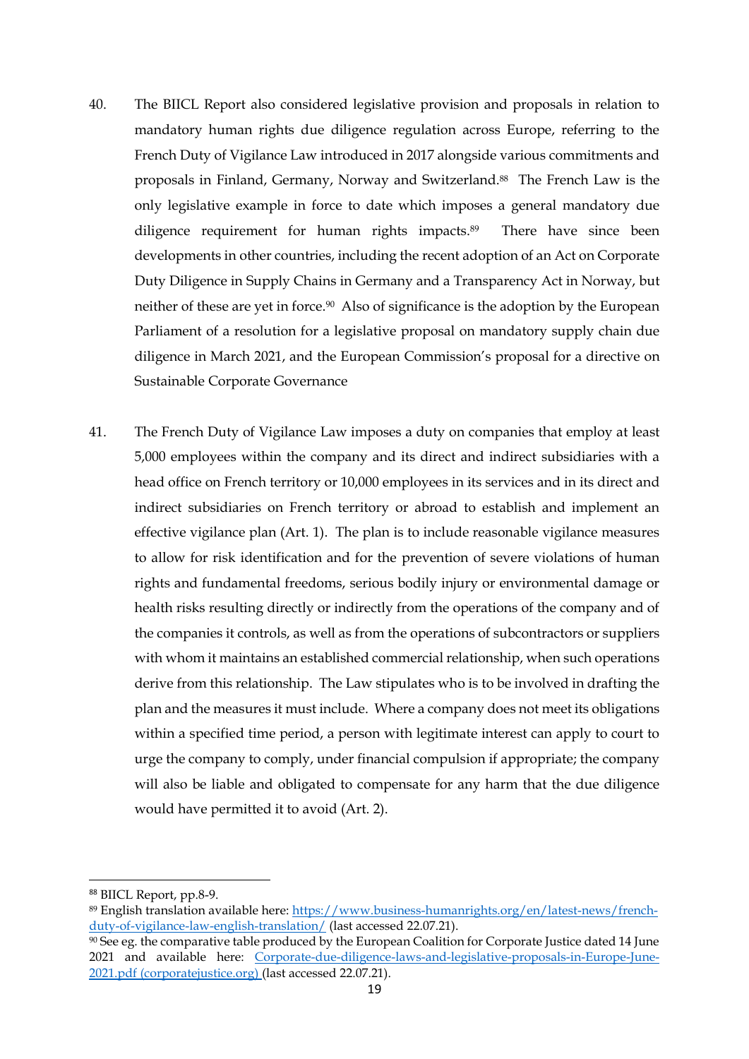40. The BIICL Report also considered legislative provision and proposals in relation to mandatory human rights due diligence regulation across Europe, referring to the French Duty of Vigilance Law introduced in 2017 alongside various commitments and proposals in Finland, Germany, Norway and Switzerland.[88] The French Law is the only legislative example in force to date which imposes a general mandatory due diligence requirement for human rights impacts.[89] There have since been developments in other countries, including the recent adoption of an Act on Corporate Duty Diligence in Supply Chains in Germany and a Transparency Act in Norway, but neither of these are yet in force.[90] Also of significance is the adoption by the European Parliament of a resolution for a legislative proposal on mandatory supply chain due diligence in March 2021, and the European Commission's proposal for a directive on Sustainable Corporate Governance

41. The French Duty of Vigilance Law imposes a duty on companies that employ at least 5,000 employees within the company and its direct and indirect subsidiaries with a head office on French territory or 10,000 employees in its services and in its direct and indirect subsidiaries on French territory or abroad to establish and implement an effective vigilance plan (Art. 1). The plan is to include reasonable vigilance measures to allow for risk identification and for the prevention of severe violations of human rights and fundamental freedoms, serious bodily injury or environmental damage or health risks resulting directly or indirectly from the operations of the company and of the companies it controls, as well as from the operations of subcontractors or suppliers with whom it maintains an established commercial relationship, when such operations derive from this relationship. The Law stipulates who is to be involved in drafting the plan and the measures it must include. Where a company does not meet its obligations within a specified time period, a person with legitimate interest can apply to court to urge the company to comply, under financial compulsion if appropriate; the company will also be liable and obligated to compensate for any harm that the due diligence would have permitted it to avoid (Art. 2).

---

[88] BIICL Report, pp.8-9.

[89] English translation available here: [https://www.business-humanrights.org/en/latest-news/french-duty-of-vigilance-law-english-translation/](https://www.business-humanrights.org/en/latest-news/french-duty-of-vigilance-law-english-translation/) (last accessed 22.07.21).

[90] See eg. the comparative table produced by the European Coalition for Corporate Justice dated 14 June 2021 and available here: Corporate-due-diligence-laws-and-legislative-proposals-in-Europe-June-2021.pdf (corporatejustice.org) (last accessed 22.07.21).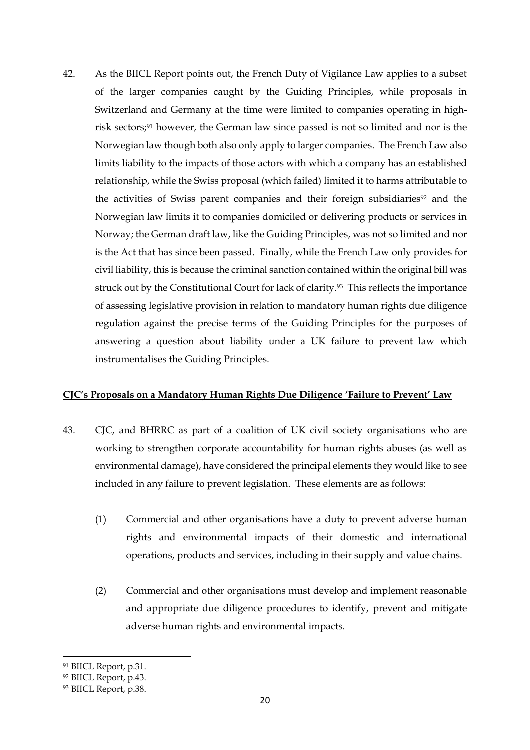42. As the BIICL Report points out, the French Duty of Vigilance Law applies to a subset of the larger companies caught by the Guiding Principles, while proposals in Switzerland and Germany at the time were limited to companies operating in high-risk sectors;[91] however, the German law since passed is not so limited and nor is the Norwegian law though both also only apply to larger companies. The French Law also limits liability to the impacts of those actors with which a company has an established relationship, while the Swiss proposal (which failed) limited it to harms attributable to the activities of Swiss parent companies and their foreign subsidiaries[92] and the Norwegian law limits it to companies domiciled or delivering products or services in Norway; the German draft law, like the Guiding Principles, was not so limited and nor is the Act that has since been passed. Finally, while the French Law only provides for civil liability, this is because the criminal sanction contained within the original bill was struck out by the Constitutional Court for lack of clarity.[93] This reflects the importance of assessing legislative provision in relation to mandatory human rights due diligence regulation against the precise terms of the Guiding Principles for the purposes of answering a question about liability under a UK failure to prevent law which instrumentalises the Guiding Principles.

**<u>CJC's Proposals on a Mandatory Human Rights Due Diligence 'Failure to Prevent' Law</u>**

43. CJC, and BHRRC as part of a coalition of UK civil society organisations who are working to strengthen corporate accountability for human rights abuses (as well as environmental damage), have considered the principal elements they would like to see included in any failure to prevent legislation. These elements are as follows:

    (1) Commercial and other organisations have a duty to prevent adverse human rights and environmental impacts of their domestic and international operations, products and services, including in their supply and value chains.

    (2) Commercial and other organisations must develop and implement reasonable and appropriate due diligence procedures to identify, prevent and mitigate adverse human rights and environmental impacts.

---

[91] BIICL Report, p.31.

[92] BIICL Report, p.43.

[93] BIICL Report, p.38.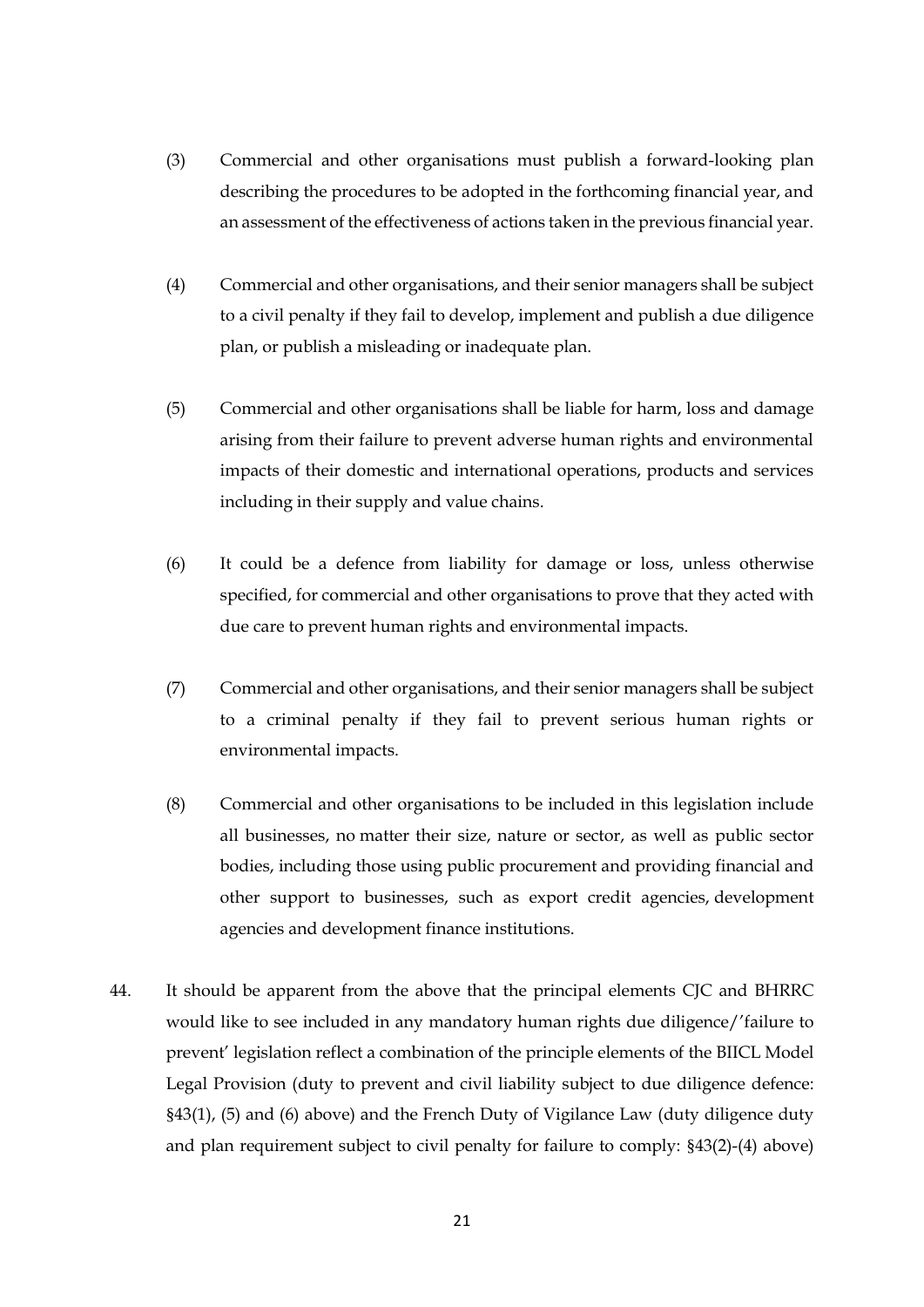(3) Commercial and other organisations must publish a forward-looking plan describing the procedures to be adopted in the forthcoming financial year, and an assessment of the effectiveness of actions taken in the previous financial year.

(4) Commercial and other organisations, and their senior managers shall be subject to a civil penalty if they fail to develop, implement and publish a due diligence plan, or publish a misleading or inadequate plan.

(5) Commercial and other organisations shall be liable for harm, loss and damage arising from their failure to prevent adverse human rights and environmental impacts of their domestic and international operations, products and services including in their supply and value chains.

(6) It could be a defence from liability for damage or loss, unless otherwise specified, for commercial and other organisations to prove that they acted with due care to prevent human rights and environmental impacts.

(7) Commercial and other organisations, and their senior managers shall be subject to a criminal penalty if they fail to prevent serious human rights or environmental impacts.

(8) Commercial and other organisations to be included in this legislation include all businesses, no matter their size, nature or sector, as well as public sector bodies, including those using public procurement and providing financial and other support to businesses, such as export credit agencies, development agencies and development finance institutions.

44. It should be apparent from the above that the principal elements CJC and BHRRC would like to see included in any mandatory human rights due diligence/'failure to prevent' legislation reflect a combination of the principle elements of the BIICL Model Legal Provision (duty to prevent and civil liability subject to due diligence defence: §43(1), (5) and (6) above) and the French Duty of Vigilance Law (duty diligence duty and plan requirement subject to civil penalty for failure to comply: §43(2)-(4) above)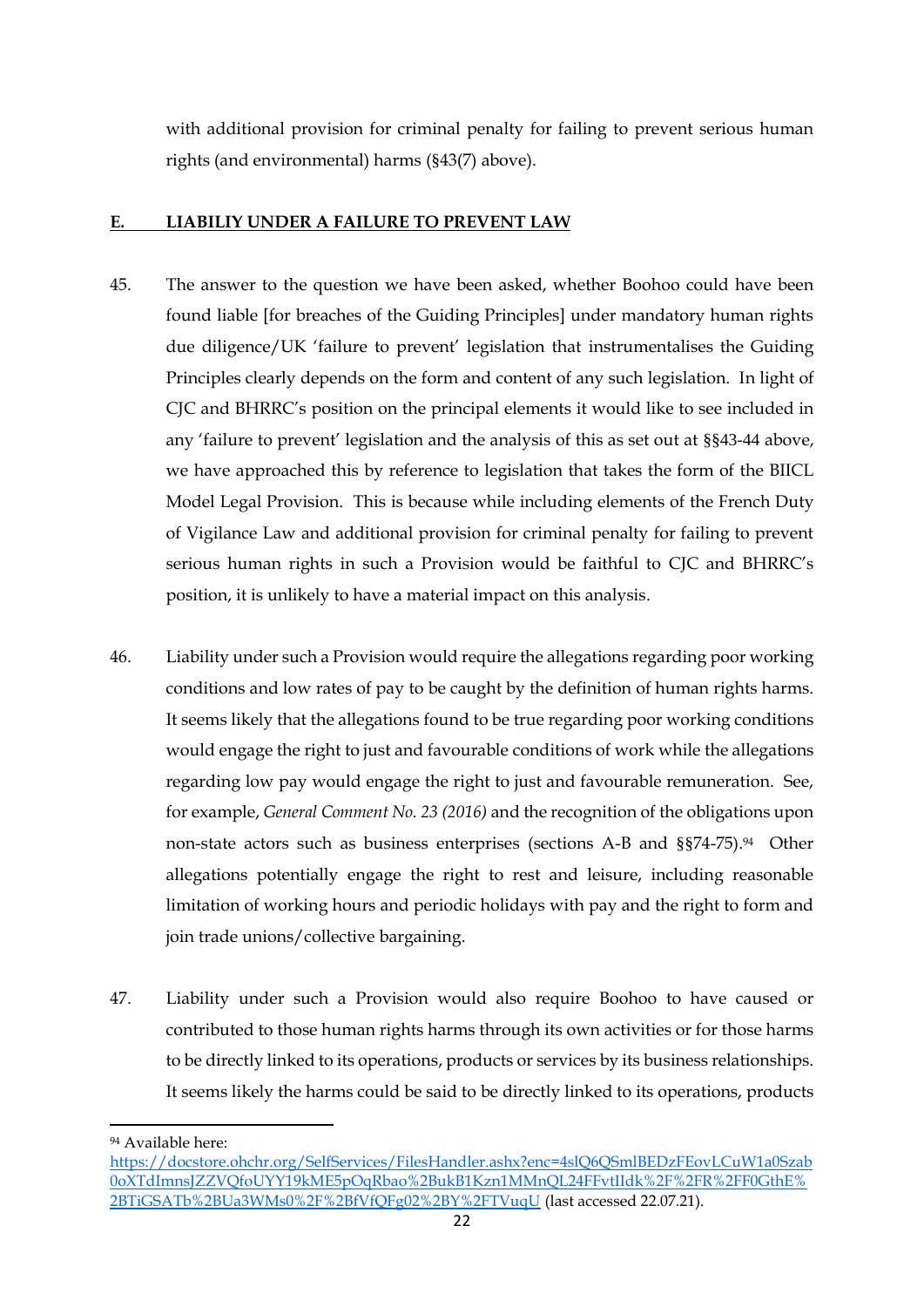with additional provision for criminal penalty for failing to prevent serious human rights (and environmental) harms (§43(7) above).

## E. LIABILIY UNDER A FAILURE TO PREVENT LAW

45. The answer to the question we have been asked, whether Boohoo could have been found liable [for breaches of the Guiding Principles] under mandatory human rights due diligence/UK 'failure to prevent' legislation that instrumentalises the Guiding Principles clearly depends on the form and content of any such legislation. In light of CJC and BHRRC's position on the principal elements it would like to see included in any 'failure to prevent' legislation and the analysis of this as set out at §§43-44 above, we have approached this by reference to legislation that takes the form of the BIICL Model Legal Provision. This is because while including elements of the French Duty of Vigilance Law and additional provision for criminal penalty for failing to prevent serious human rights in such a Provision would be faithful to CJC and BHRRC's position, it is unlikely to have a material impact on this analysis.

46. Liability under such a Provision would require the allegations regarding poor working conditions and low rates of pay to be caught by the definition of human rights harms. It seems likely that the allegations found to be true regarding poor working conditions would engage the right to just and favourable conditions of work while the allegations regarding low pay would engage the right to just and favourable remuneration. See, for example, *General Comment No. 23 (2016)* and the recognition of the obligations upon non-state actors such as business enterprises (sections A-B and §§74-75).[94] Other allegations potentially engage the right to rest and leisure, including reasonable limitation of working hours and periodic holidays with pay and the right to form and join trade unions/collective bargaining.

47. Liability under such a Provision would also require Boohoo to have caused or contributed to those human rights harms through its own activities or for those harms to be directly linked to its operations, products or services by its business relationships. It seems likely the harms could be said to be directly linked to its operations, products

[94] Available here: https://docstore.ohchr.org/SelfServices/FilesHandler.ashx?enc=4slQ6QSmlBEDzFEovLCuW1a0Szab0oXTdImnsJZZVQfoUYY19kME5pOqRbao%2BukB1Kzn1MMnQL24FFvtIIdk%2F%2FR%2FF0GthE%2BTiGSATb%2BUa3WMs0%2F%2BfVfQFg02%2BY%2FTVuqU (last accessed 22.07.21).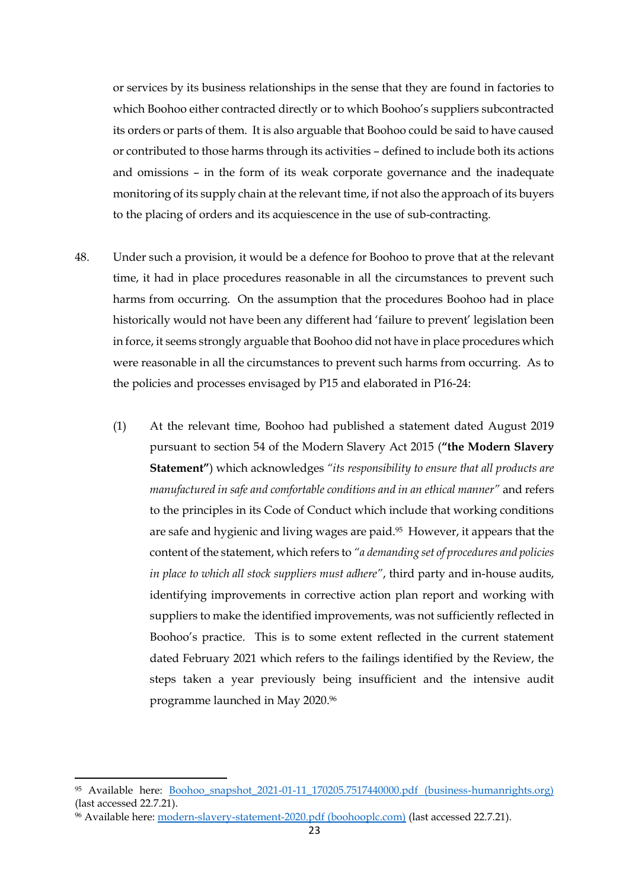or services by its business relationships in the sense that they are found in factories to which Boohoo either contracted directly or to which Boohoo's suppliers subcontracted its orders or parts of them. It is also arguable that Boohoo could be said to have caused or contributed to those harms through its activities – defined to include both its actions and omissions – in the form of its weak corporate governance and the inadequate monitoring of its supply chain at the relevant time, if not also the approach of its buyers to the placing of orders and its acquiescence in the use of sub-contracting.

48. Under such a provision, it would be a defence for Boohoo to prove that at the relevant time, it had in place procedures reasonable in all the circumstances to prevent such harms from occurring. On the assumption that the procedures Boohoo had in place historically would not have been any different had 'failure to prevent' legislation been in force, it seems strongly arguable that Boohoo did not have in place procedures which were reasonable in all the circumstances to prevent such harms from occurring. As to the policies and processes envisaged by P15 and elaborated in P16-24:

    (1) At the relevant time, Boohoo had published a statement dated August 2019 pursuant to section 54 of the Modern Slavery Act 2015 (**"the Modern Slavery Statement"**) which acknowledges *"its responsibility to ensure that all products are manufactured in safe and comfortable conditions and in an ethical manner"* and refers to the principles in its Code of Conduct which include that working conditions are safe and hygienic and living wages are paid.[95] However, it appears that the content of the statement, which refers to *"a demanding set of procedures and policies in place to which all stock suppliers must adhere"*, third party and in-house audits, identifying improvements in corrective action plan report and working with suppliers to make the identified improvements, was not sufficiently reflected in Boohoo's practice. This is to some extent reflected in the current statement dated February 2021 which refers to the failings identified by the Review, the steps taken a year previously being insufficient and the intensive audit programme launched in May 2020.[96]

---

[95] Available here: Boohoo_snapshot_2021-01-11_170205.7517440000.pdf (business-humanrights.org) (last accessed 22.7.21).

[96] Available here: modern-slavery-statement-2020.pdf (boohooplc.com) (last accessed 22.7.21).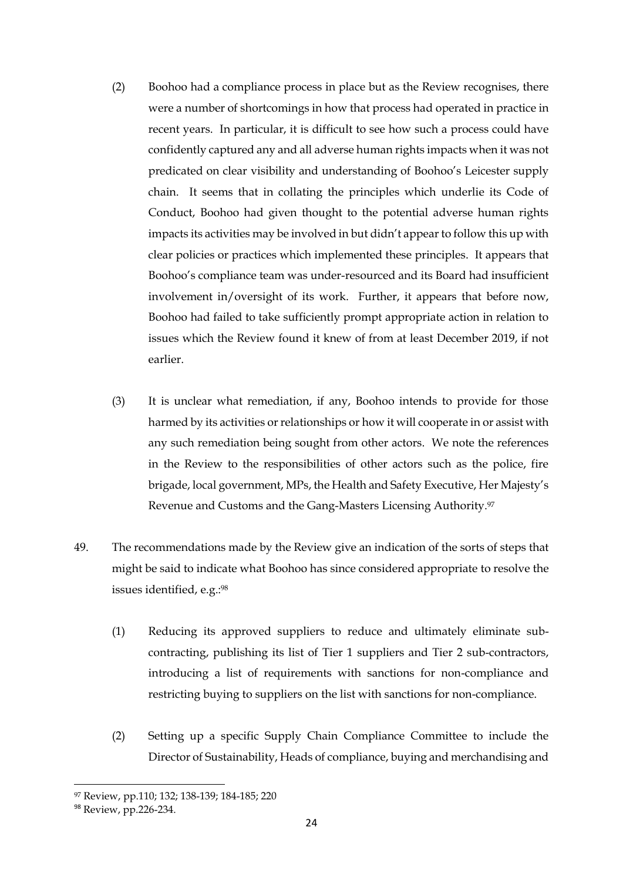(2) Boohoo had a compliance process in place but as the Review recognises, there were a number of shortcomings in how that process had operated in practice in recent years. In particular, it is difficult to see how such a process could have confidently captured any and all adverse human rights impacts when it was not predicated on clear visibility and understanding of Boohoo's Leicester supply chain. It seems that in collating the principles which underlie its Code of Conduct, Boohoo had given thought to the potential adverse human rights impacts its activities may be involved in but didn't appear to follow this up with clear policies or practices which implemented these principles. It appears that Boohoo's compliance team was under-resourced and its Board had insufficient involvement in/oversight of its work. Further, it appears that before now, Boohoo had failed to take sufficiently prompt appropriate action in relation to issues which the Review found it knew of from at least December 2019, if not earlier.

(3) It is unclear what remediation, if any, Boohoo intends to provide for those harmed by its activities or relationships or how it will cooperate in or assist with any such remediation being sought from other actors. We note the references in the Review to the responsibilities of other actors such as the police, fire brigade, local government, MPs, the Health and Safety Executive, Her Majesty's Revenue and Customs and the Gang-Masters Licensing Authority.[97]

49. The recommendations made by the Review give an indication of the sorts of steps that might be said to indicate what Boohoo has since considered appropriate to resolve the issues identified, e.g.:[98]

(1) Reducing its approved suppliers to reduce and ultimately eliminate sub-contracting, publishing its list of Tier 1 suppliers and Tier 2 sub-contractors, introducing a list of requirements with sanctions for non-compliance and restricting buying to suppliers on the list with sanctions for non-compliance.

(2) Setting up a specific Supply Chain Compliance Committee to include the Director of Sustainability, Heads of compliance, buying and merchandising and

---

[97] Review, pp.110; 132; 138-139; 184-185; 220

[98] Review, pp.226-234.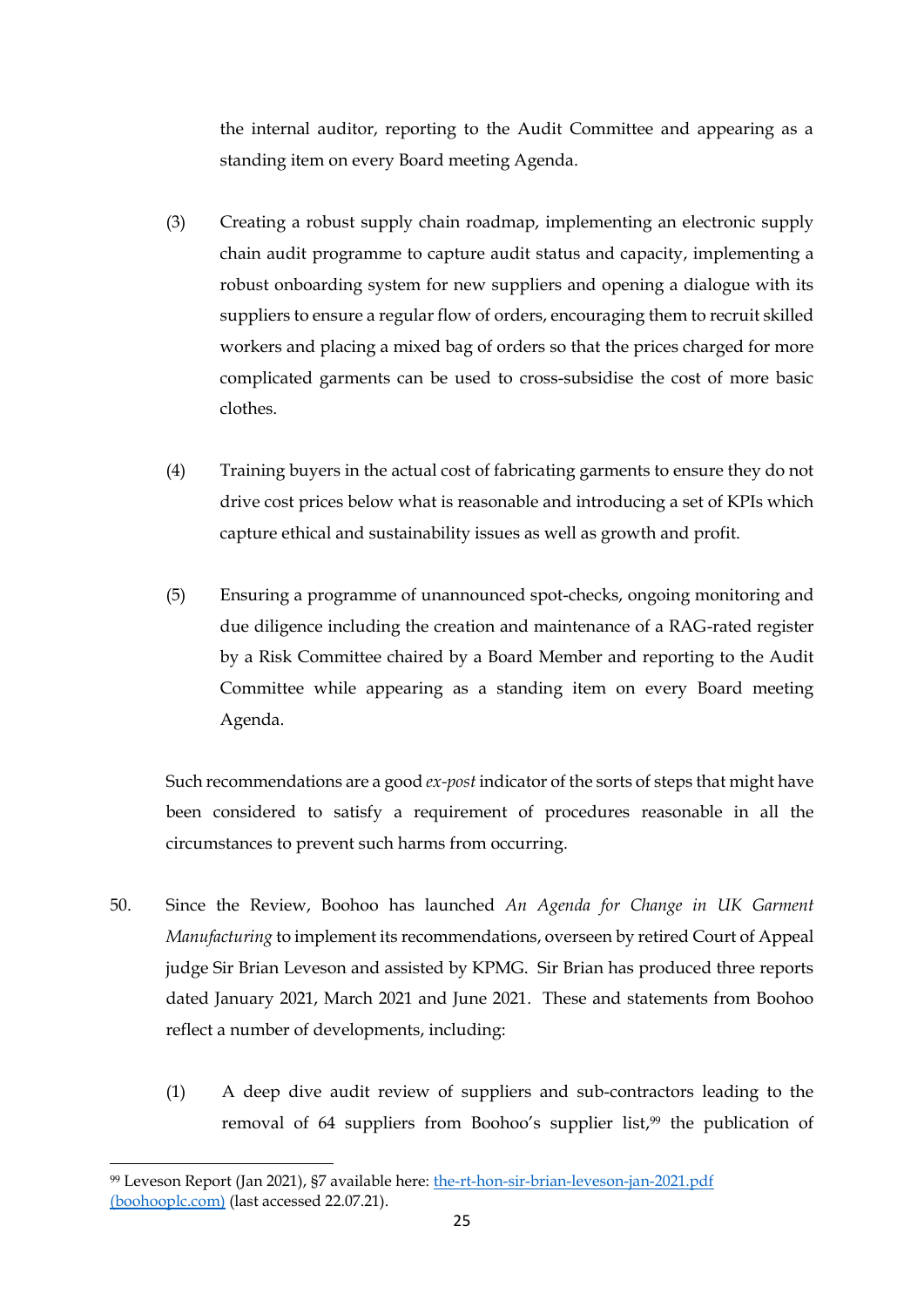the internal auditor, reporting to the Audit Committee and appearing as a standing item on every Board meeting Agenda.

(3) Creating a robust supply chain roadmap, implementing an electronic supply chain audit programme to capture audit status and capacity, implementing a robust onboarding system for new suppliers and opening a dialogue with its suppliers to ensure a regular flow of orders, encouraging them to recruit skilled workers and placing a mixed bag of orders so that the prices charged for more complicated garments can be used to cross-subsidise the cost of more basic clothes.

(4) Training buyers in the actual cost of fabricating garments to ensure they do not drive cost prices below what is reasonable and introducing a set of KPIs which capture ethical and sustainability issues as well as growth and profit.

(5) Ensuring a programme of unannounced spot-checks, ongoing monitoring and due diligence including the creation and maintenance of a RAG-rated register by a Risk Committee chaired by a Board Member and reporting to the Audit Committee while appearing as a standing item on every Board meeting Agenda.

Such recommendations are a good *ex-post* indicator of the sorts of steps that might have been considered to satisfy a requirement of procedures reasonable in all the circumstances to prevent such harms from occurring.

50. Since the Review, Boohoo has launched *An Agenda for Change in UK Garment Manufacturing* to implement its recommendations, overseen by retired Court of Appeal judge Sir Brian Leveson and assisted by KPMG. Sir Brian has produced three reports dated January 2021, March 2021 and June 2021. These and statements from Boohoo reflect a number of developments, including:

(1) A deep dive audit review of suppliers and sub-contractors leading to the removal of 64 suppliers from Boohoo's supplier list,[99] the publication of

[99] Leveson Report (Jan 2021), §7 available here: [the-rt-hon-sir-brian-leveson-jan-2021.pdf (boohooplc.com)](the-rt-hon-sir-brian-leveson-jan-2021.pdf) (last accessed 22.07.21).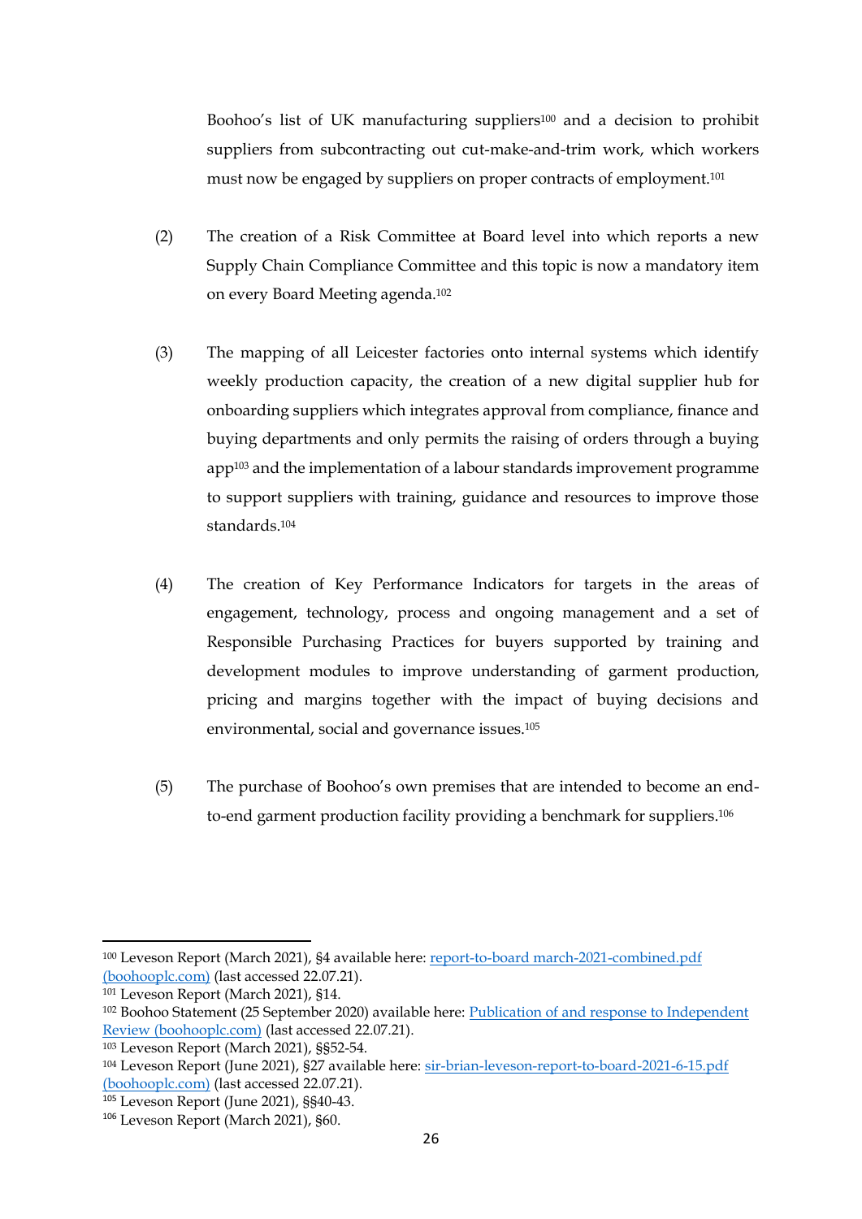Boohoo's list of UK manufacturing suppliers[100] and a decision to prohibit suppliers from subcontracting out cut-make-and-trim work, which workers must now be engaged by suppliers on proper contracts of employment.[101]

(2) The creation of a Risk Committee at Board level into which reports a new Supply Chain Compliance Committee and this topic is now a mandatory item on every Board Meeting agenda.[102]

(3) The mapping of all Leicester factories onto internal systems which identify weekly production capacity, the creation of a new digital supplier hub for onboarding suppliers which integrates approval from compliance, finance and buying departments and only permits the raising of orders through a buying app[103] and the implementation of a labour standards improvement programme to support suppliers with training, guidance and resources to improve those standards.[104]

(4) The creation of Key Performance Indicators for targets in the areas of engagement, technology, process and ongoing management and a set of Responsible Purchasing Practices for buyers supported by training and development modules to improve understanding of garment production, pricing and margins together with the impact of buying decisions and environmental, social and governance issues.[105]

(5) The purchase of Boohoo's own premises that are intended to become an end-to-end garment production facility providing a benchmark for suppliers.[106]

---

[100] Leveson Report (March 2021), §4 available here: [report-to-board march-2021-combined.pdf (boohooplc.com)](report-to-board march-2021-combined.pdf (boohooplc.com)) (last accessed 22.07.21).

[101] Leveson Report (March 2021), §14.

[102] Boohoo Statement (25 September 2020) available here: [Publication of and response to Independent Review (boohooplc.com)](Publication of and response to Independent Review (boohooplc.com)) (last accessed 22.07.21).

[103] Leveson Report (March 2021), §§52-54.

[104] Leveson Report (June 2021), §27 available here: [sir-brian-leveson-report-to-board-2021-6-15.pdf (boohooplc.com)](sir-brian-leveson-report-to-board-2021-6-15.pdf (boohooplc.com)) (last accessed 22.07.21).

[105] Leveson Report (June 2021), §§40-43.

[106] Leveson Report (March 2021), §60.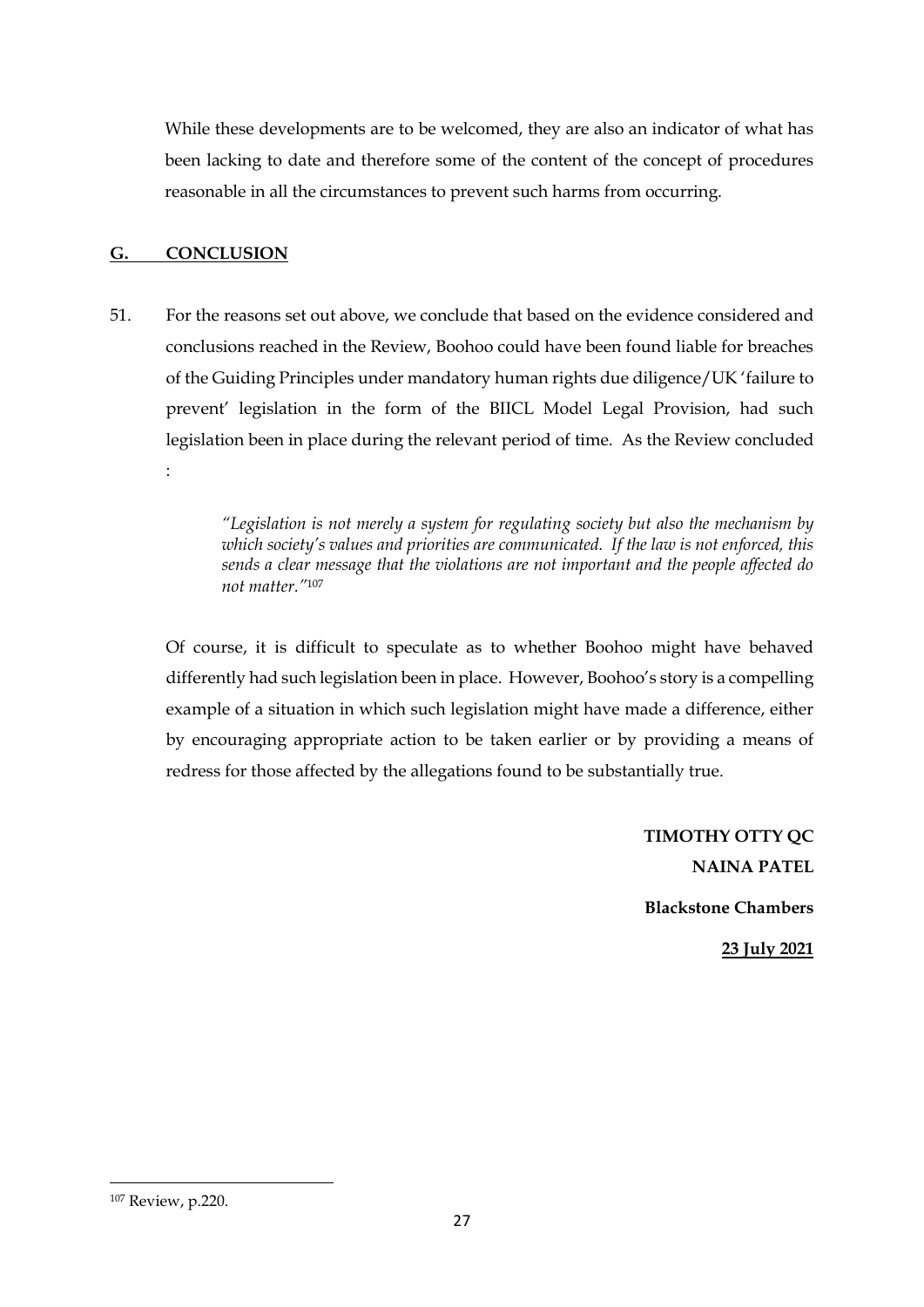While these developments are to be welcomed, they are also an indicator of what has been lacking to date and therefore some of the content of the concept of procedures reasonable in all the circumstances to prevent such harms from occurring.

## G. CONCLUSION

51. For the reasons set out above, we conclude that based on the evidence considered and conclusions reached in the Review, Boohoo could have been found liable for breaches of the Guiding Principles under mandatory human rights due diligence/UK 'failure to prevent' legislation in the form of the BIICL Model Legal Provision, had such legislation been in place during the relevant period of time. As the Review concluded :

> *"Legislation is not merely a system for regulating society but also the mechanism by which society's values and priorities are communicated. If the law is not enforced, this sends a clear message that the violations are not important and the people affected do not matter."*[107]

Of course, it is difficult to speculate as to whether Boohoo might have behaved differently had such legislation been in place. However, Boohoo's story is a compelling example of a situation in which such legislation might have made a difference, either by encouraging appropriate action to be taken earlier or by providing a means of redress for those affected by the allegations found to be substantially true.

**TIMOTHY OTTY QC**

**NAINA PATEL**

**Blackstone Chambers**

**23 July 2021**

---

[107] Review, p.220.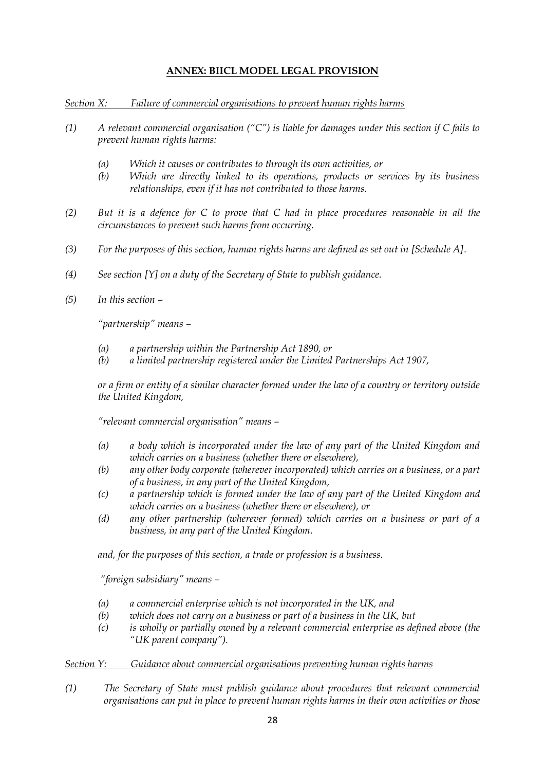## **ANNEX: BIICL MODEL LEGAL PROVISION**

*Section X: Failure of commercial organisations to prevent human rights harms*

*(1) A relevant commercial organisation ("C") is liable for damages under this section if C fails to prevent human rights harms:*

> *(a) Which it causes or contributes to through its own activities, or*
>
> *(b) Which are directly linked to its operations, products or services by its business relationships, even if it has not contributed to those harms.*

*(2) But it is a defence for C to prove that C had in place procedures reasonable in all the circumstances to prevent such harms from occurring.*

*(3) For the purposes of this section, human rights harms are defined as set out in [Schedule A].*

*(4) See section [Y] on a duty of the Secretary of State to publish guidance.*

*(5) In this section –*

*"partnership" means –*

> *(a) a partnership within the Partnership Act 1890, or*
>
> *(b) a limited partnership registered under the Limited Partnerships Act 1907,*

*or a firm or entity of a similar character formed under the law of a country or territory outside the United Kingdom,*

*"relevant commercial organisation" means –*

> *(a) a body which is incorporated under the law of any part of the United Kingdom and which carries on a business (whether there or elsewhere),*
>
> *(b) any other body corporate (wherever incorporated) which carries on a business, or a part of a business, in any part of the United Kingdom,*
>
> *(c) a partnership which is formed under the law of any part of the United Kingdom and which carries on a business (whether there or elsewhere), or*
>
> *(d) any other partnership (wherever formed) which carries on a business or part of a business, in any part of the United Kingdom.*

*and, for the purposes of this section, a trade or profession is a business.*

*"foreign subsidiary" means –*

> *(a) a commercial enterprise which is not incorporated in the UK, and*
>
> *(b) which does not carry on a business or part of a business in the UK, but*
>
> *(c) is wholly or partially owned by a relevant commercial enterprise as defined above (the "UK parent company").*

*Section Y: Guidance about commercial organisations preventing human rights harms*

*(1) The Secretary of State must publish guidance about procedures that relevant commercial organisations can put in place to prevent human rights harms in their own activities or those*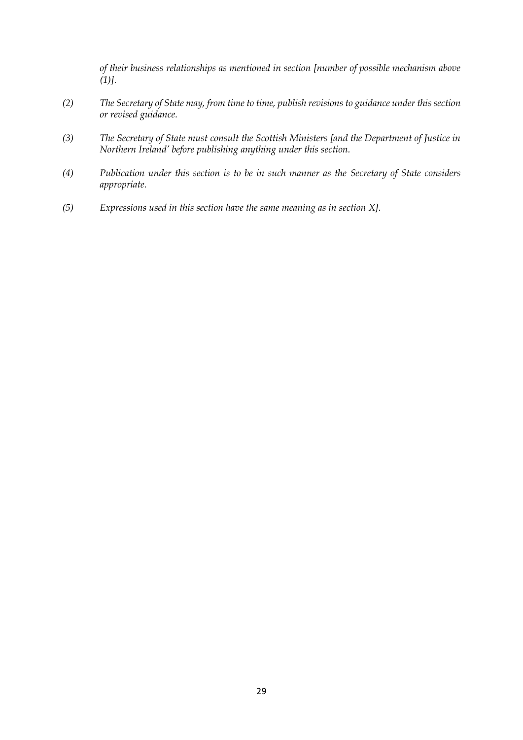*of their business relationships as mentioned in section [number of possible mechanism above (1)].*

*(2) The Secretary of State may, from time to time, publish revisions to guidance under this section or revised guidance.*

*(3) The Secretary of State must consult the Scottish Ministers [and the Department of Justice in Northern Ireland' before publishing anything under this section.*

*(4) Publication under this section is to be in such manner as the Secretary of State considers appropriate.*

*(5) Expressions used in this section have the same meaning as in section X].*